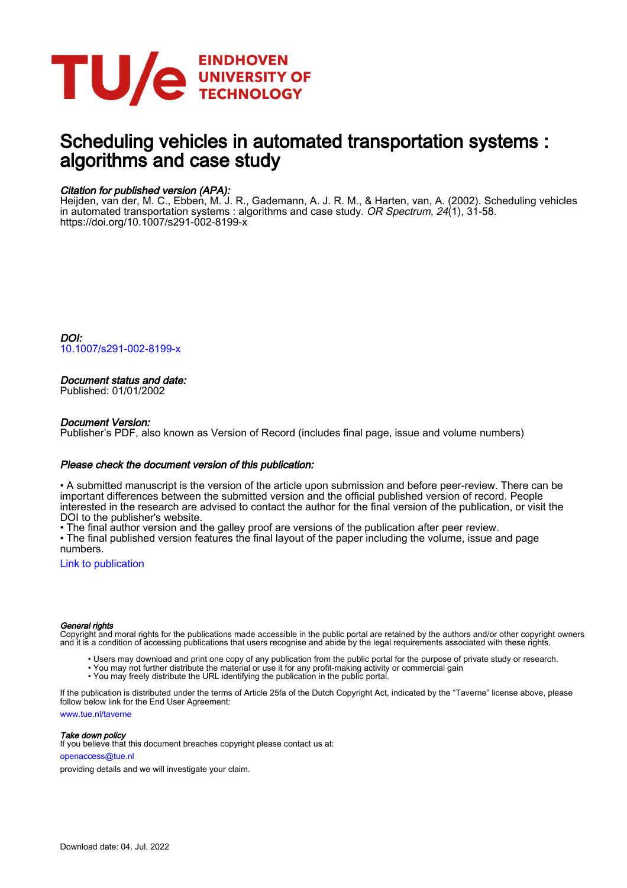EINDHOVEN UNIVERSITY OF TECHNOLOGY

# Scheduling vehicles in automated transportation systems : algorithms and case study

*Citation for published version (APA):*
Heijden, van der, M. C., Ebben, M. J. R., Gademann, A. J. R. M., & Harten, van, A. (2002). Scheduling vehicles in automated transportation systems : algorithms and case study. *OR Spectrum*, *24*(1), 31-58. https://doi.org/10.1007/s291-002-8199-x

*DOI:*
10.1007/s291-002-8199-x

*Document status and date:*
Published: 01/01/2002

*Document Version:*
Publisher's PDF, also known as Version of Record (includes final page, issue and volume numbers)

*Please check the document version of this publication:*

• A submitted manuscript is the version of the article upon submission and before peer-review. There can be important differences between the submitted version and the official published version of record. People interested in the research are advised to contact the author for the final version of the publication, or visit the DOI to the publisher's website.
• The final author version and the galley proof are versions of the publication after peer review.
• The final published version features the final layout of the paper including the volume, issue and page numbers.

Link to publication

*General rights*
Copyright and moral rights for the publications made accessible in the public portal are retained by the authors and/or other copyright owners and it is a condition of accessing publications that users recognise and abide by the legal requirements associated with these rights.

• Users may download and print one copy of any publication from the public portal for the purpose of private study or research.
• You may not further distribute the material or use it for any profit-making activity or commercial gain
• You may freely distribute the URL identifying the publication in the public portal.

If the publication is distributed under the terms of Article 25fa of the Dutch Copyright Act, indicated by the "Taverne" license above, please follow below link for the End User Agreement:
www.tue.nl/taverne

*Take down policy*
If you believe that this document breaches copyright please contact us at:
openaccess@tue.nl
providing details and we will investigate your claim.

Download date: 04. Jul. 2022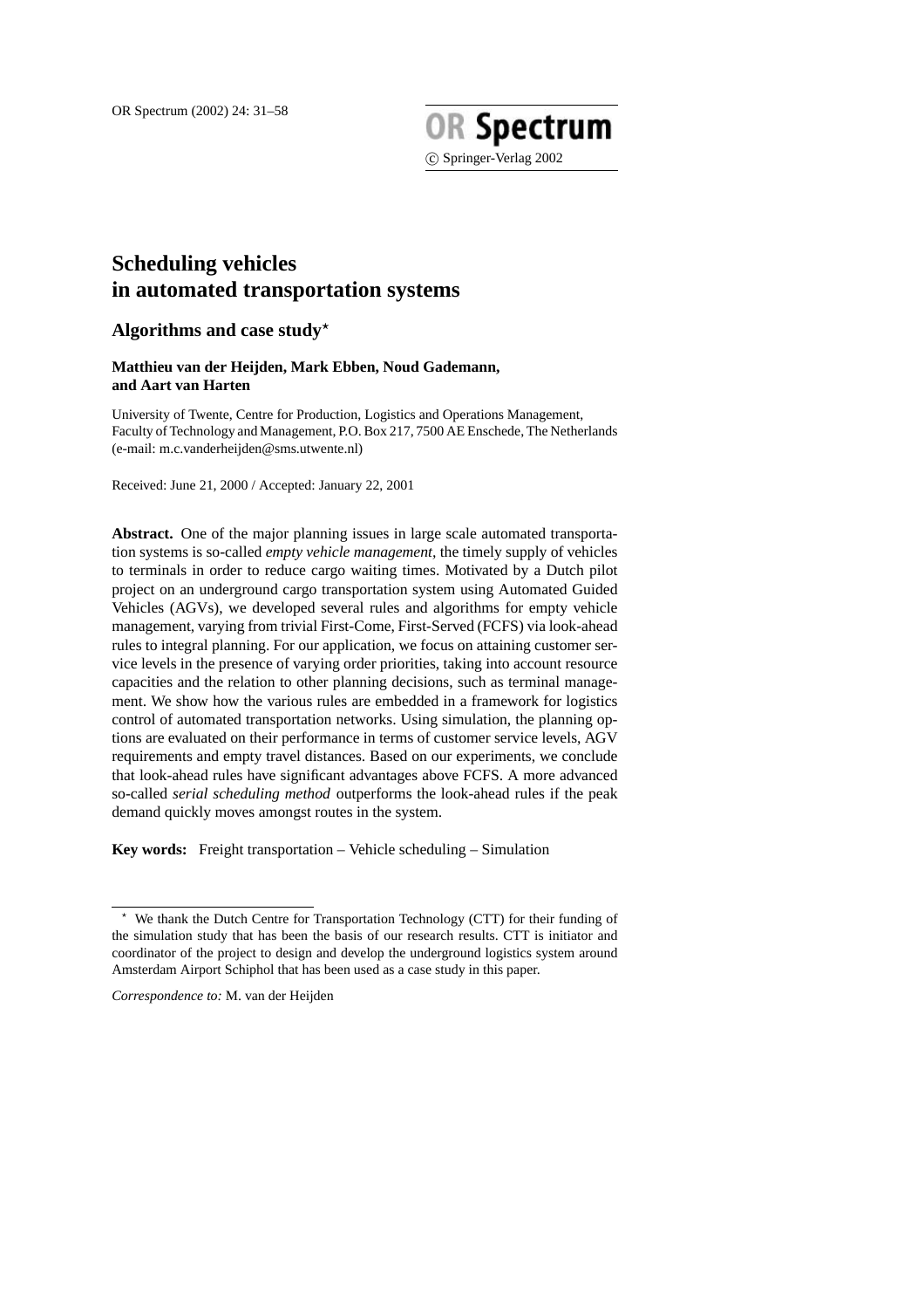# Scheduling vehicles in automated transportation systems

## Algorithms and case study*

**Matthieu van der Heijden, Mark Ebben, Noud Gademann, and Aart van Harten**

University of Twente, Centre for Production, Logistics and Operations Management, Faculty of Technology and Management, P.O. Box 217, 7500 AE Enschede, The Netherlands (e-mail: m.c.vanderheijden@sms.utwente.nl)

Received: June 21, 2000 / Accepted: January 22, 2001

**Abstract.** One of the major planning issues in large scale automated transportation systems is so-called *empty vehicle management*, the timely supply of vehicles to terminals in order to reduce cargo waiting times. Motivated by a Dutch pilot project on an underground cargo transportation system using Automated Guided Vehicles (AGVs), we developed several rules and algorithms for empty vehicle management, varying from trivial First-Come, First-Served (FCFS) via look-ahead rules to integral planning. For our application, we focus on attaining customer service levels in the presence of varying order priorities, taking into account resource capacities and the relation to other planning decisions, such as terminal management. We show how the various rules are embedded in a framework for logistics control of automated transportation networks. Using simulation, the planning options are evaluated on their performance in terms of customer service levels, AGV requirements and empty travel distances. Based on our experiments, we conclude that look-ahead rules have significant advantages above FCFS. A more advanced so-called *serial scheduling method* outperforms the look-ahead rules if the peak demand quickly moves amongst routes in the system.

**Key words:** Freight transportation – Vehicle scheduling – Simulation

---

* We thank the Dutch Centre for Transportation Technology (CTT) for their funding of the simulation study that has been the basis of our research results. CTT is initiator and coordinator of the project to design and develop the underground logistics system around Amsterdam Airport Schiphol that has been used as a case study in this paper.

*Correspondence to:* M. van der Heijden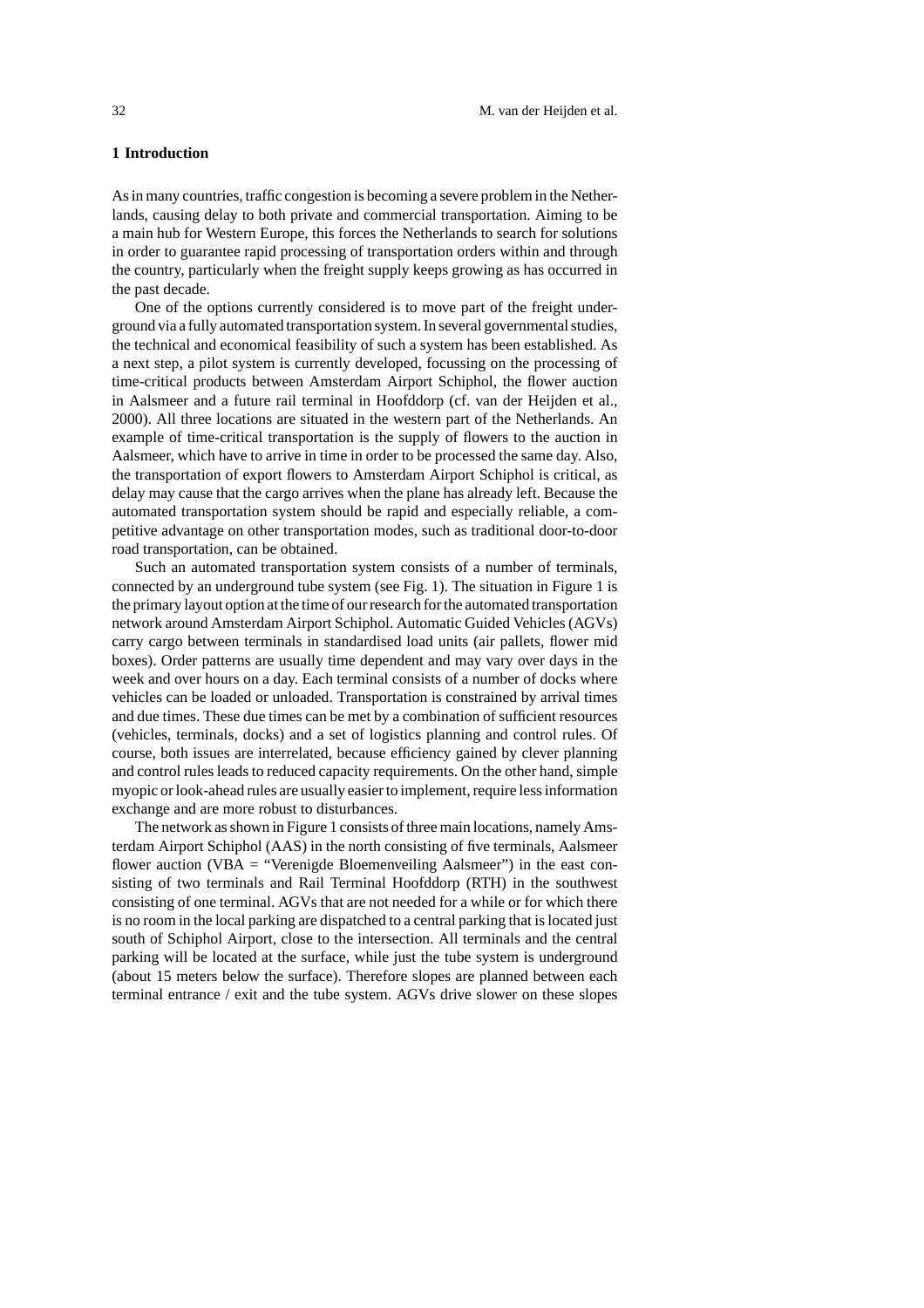## 1 Introduction

As in many countries, traffic congestion is becoming a severe problem in the Netherlands, causing delay to both private and commercial transportation. Aiming to be a main hub for Western Europe, this forces the Netherlands to search for solutions in order to guarantee rapid processing of transportation orders within and through the country, particularly when the freight supply keeps growing as has occurred in the past decade.

One of the options currently considered is to move part of the freight underground via a fully automated transportation system. In several governmental studies, the technical and economical feasibility of such a system has been established. As a next step, a pilot system is currently developed, focussing on the processing of time-critical products between Amsterdam Airport Schiphol, the flower auction in Aalsmeer and a future rail terminal in Hoofddorp (cf. van der Heijden et al., 2000). All three locations are situated in the western part of the Netherlands. An example of time-critical transportation is the supply of flowers to the auction in Aalsmeer, which have to arrive in time in order to be processed the same day. Also, the transportation of export flowers to Amsterdam Airport Schiphol is critical, as delay may cause that the cargo arrives when the plane has already left. Because the automated transportation system should be rapid and especially reliable, a competitive advantage on other transportation modes, such as traditional door-to-door road transportation, can be obtained.

Such an automated transportation system consists of a number of terminals, connected by an underground tube system (see Fig. 1). The situation in Figure 1 is the primary layout option at the time of our research for the automated transportation network around Amsterdam Airport Schiphol. Automatic Guided Vehicles (AGVs) carry cargo between terminals in standardised load units (air pallets, flower mid boxes). Order patterns are usually time dependent and may vary over days in the week and over hours on a day. Each terminal consists of a number of docks where vehicles can be loaded or unloaded. Transportation is constrained by arrival times and due times. These due times can be met by a combination of sufficient resources (vehicles, terminals, docks) and a set of logistics planning and control rules. Of course, both issues are interrelated, because efficiency gained by clever planning and control rules leads to reduced capacity requirements. On the other hand, simple myopic or look-ahead rules are usually easier to implement, require less information exchange and are more robust to disturbances.

The network as shown in Figure 1 consists of three main locations, namely Amsterdam Airport Schiphol (AAS) in the north consisting of five terminals, Aalsmeer flower auction (VBA = "Verenigde Bloemenveiling Aalsmeer") in the east consisting of two terminals and Rail Terminal Hoofddorp (RTH) in the southwest consisting of one terminal. AGVs that are not needed for a while or for which there is no room in the local parking are dispatched to a central parking that is located just south of Schiphol Airport, close to the intersection. All terminals and the central parking will be located at the surface, while just the tube system is underground (about 15 meters below the surface). Therefore slopes are planned between each terminal entrance / exit and the tube system. AGVs drive slower on these slopes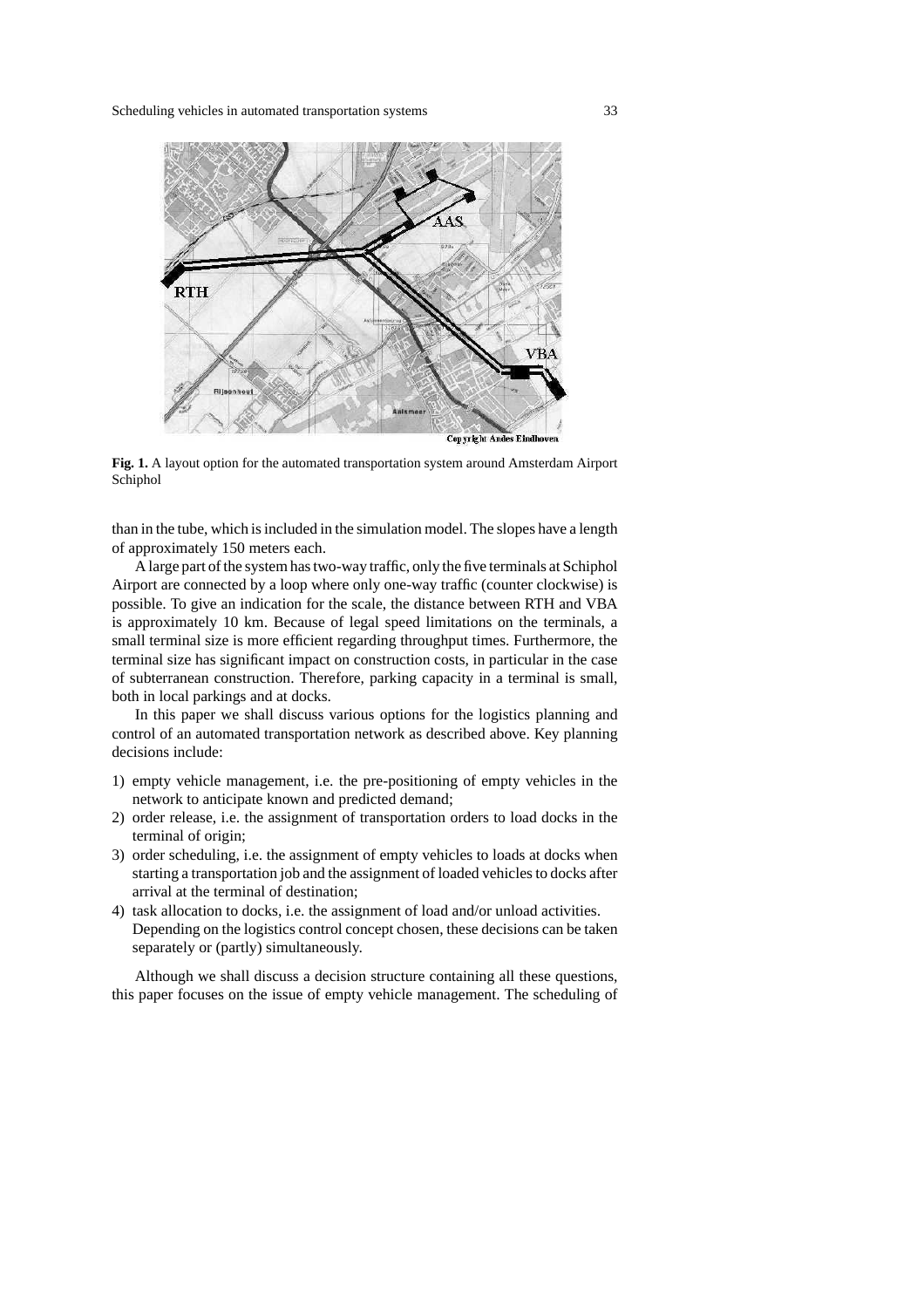**Fig. 1.** A layout option for the automated transportation system around Amsterdam Airport Schiphol

than in the tube, which is included in the simulation model. The slopes have a length of approximately 150 meters each.

A large part of the system has two-way traffic, only the five terminals at Schiphol Airport are connected by a loop where only one-way traffic (counter clockwise) is possible. To give an indication for the scale, the distance between RTH and VBA is approximately 10 km. Because of legal speed limitations on the terminals, a small terminal size is more efficient regarding throughput times. Furthermore, the terminal size has significant impact on construction costs, in particular in the case of subterranean construction. Therefore, parking capacity in a terminal is small, both in local parkings and at docks.

In this paper we shall discuss various options for the logistics planning and control of an automated transportation network as described above. Key planning decisions include:

1) empty vehicle management, i.e. the pre-positioning of empty vehicles in the network to anticipate known and predicted demand;
2) order release, i.e. the assignment of transportation orders to load docks in the terminal of origin;
3) order scheduling, i.e. the assignment of empty vehicles to loads at docks when starting a transportation job and the assignment of loaded vehicles to docks after arrival at the terminal of destination;
4) task allocation to docks, i.e. the assignment of load and/or unload activities. Depending on the logistics control concept chosen, these decisions can be taken separately or (partly) simultaneously.

Although we shall discuss a decision structure containing all these questions, this paper focuses on the issue of empty vehicle management. The scheduling of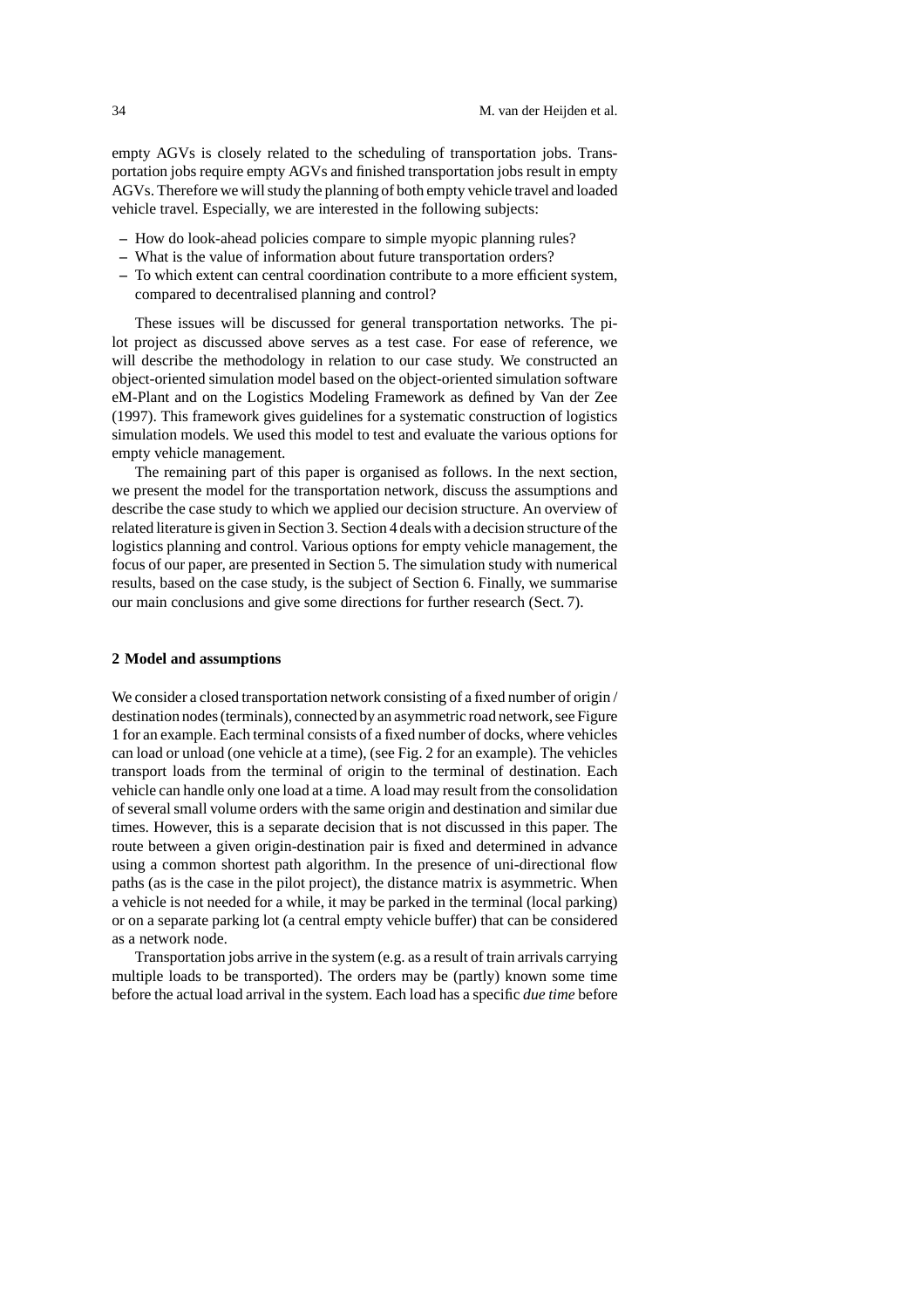empty AGVs is closely related to the scheduling of transportation jobs. Transportation jobs require empty AGVs and finished transportation jobs result in empty AGVs. Therefore we will study the planning of both empty vehicle travel and loaded vehicle travel. Especially, we are interested in the following subjects:

- How do look-ahead policies compare to simple myopic planning rules?
- What is the value of information about future transportation orders?
- To which extent can central coordination contribute to a more efficient system, compared to decentralised planning and control?

These issues will be discussed for general transportation networks. The pilot project as discussed above serves as a test case. For ease of reference, we will describe the methodology in relation to our case study. We constructed an object-oriented simulation model based on the object-oriented simulation software eM-Plant and on the Logistics Modeling Framework as defined by Van der Zee (1997). This framework gives guidelines for a systematic construction of logistics simulation models. We used this model to test and evaluate the various options for empty vehicle management.

The remaining part of this paper is organised as follows. In the next section, we present the model for the transportation network, discuss the assumptions and describe the case study to which we applied our decision structure. An overview of related literature is given in Section 3. Section 4 deals with a decision structure of the logistics planning and control. Various options for empty vehicle management, the focus of our paper, are presented in Section 5. The simulation study with numerical results, based on the case study, is the subject of Section 6. Finally, we summarise our main conclusions and give some directions for further research (Sect. 7).

## 2 Model and assumptions

We consider a closed transportation network consisting of a fixed number of origin / destination nodes (terminals), connected by an asymmetric road network, see Figure 1 for an example. Each terminal consists of a fixed number of docks, where vehicles can load or unload (one vehicle at a time), (see Fig. 2 for an example). The vehicles transport loads from the terminal of origin to the terminal of destination. Each vehicle can handle only one load at a time. A load may result from the consolidation of several small volume orders with the same origin and destination and similar due times. However, this is a separate decision that is not discussed in this paper. The route between a given origin-destination pair is fixed and determined in advance using a common shortest path algorithm. In the presence of uni-directional flow paths (as is the case in the pilot project), the distance matrix is asymmetric. When a vehicle is not needed for a while, it may be parked in the terminal (local parking) or on a separate parking lot (a central empty vehicle buffer) that can be considered as a network node.

Transportation jobs arrive in the system (e.g. as a result of train arrivals carrying multiple loads to be transported). The orders may be (partly) known some time before the actual load arrival in the system. Each load has a specific *due time* before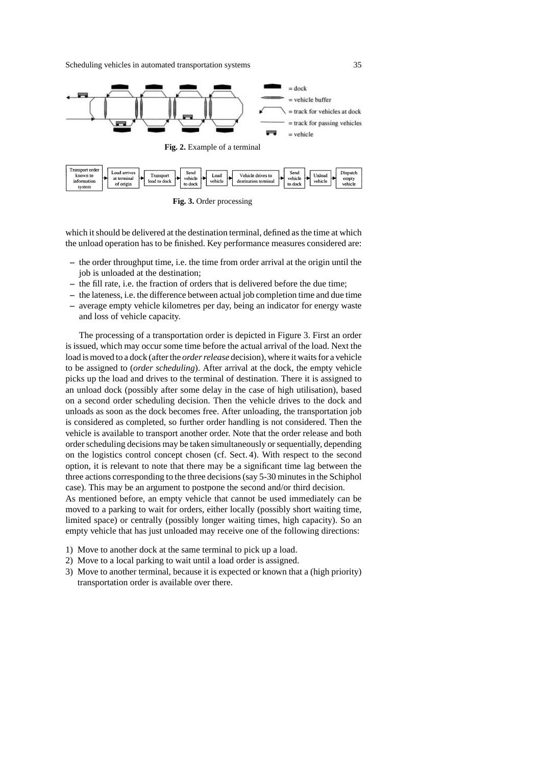= dock
= vehicle buffer
= track for vehicles at dock
= track for passing vehicles
= vehicle

**Fig. 2.** Example of a terminal

Transport order known to information system → Load arrives at terminal of origin → Transport load to dock → Send vehicle to dock → Load vehicle → Vehicle drives to destination terminal → Send vehicle to dock → Unload vehicle → Dispatch empty vehicle

**Fig. 3.** Order processing

which it should be delivered at the destination terminal, defined as the time at which the unload operation has to be finished. Key performance measures considered are:

- the order throughput time, i.e. the time from order arrival at the origin until the job is unloaded at the destination;
- the fill rate, i.e. the fraction of orders that is delivered before the due time;
- the lateness, i.e. the difference between actual job completion time and due time
- average empty vehicle kilometres per day, being an indicator for energy waste and loss of vehicle capacity.

The processing of a transportation order is depicted in Figure 3. First an order is issued, which may occur some time before the actual arrival of the load. Next the load is moved to a dock (after the *order release* decision), where it waits for a vehicle to be assigned to (*order scheduling*). After arrival at the dock, the empty vehicle picks up the load and drives to the terminal of destination. There it is assigned to an unload dock (possibly after some delay in the case of high utilisation), based on a second order scheduling decision. Then the vehicle drives to the dock and unloads as soon as the dock becomes free. After unloading, the transportation job is considered as completed, so further order handling is not considered. Then the vehicle is available to transport another order. Note that the order release and both order scheduling decisions may be taken simultaneously or sequentially, depending on the logistics control concept chosen (cf. Sect. 4). With respect to the second option, it is relevant to note that there may be a significant time lag between the three actions corresponding to the three decisions (say 5-30 minutes in the Schiphol case). This may be an argument to postpone the second and/or third decision.
As mentioned before, an empty vehicle that cannot be used immediately can be moved to a parking to wait for orders, either locally (possibly short waiting time, limited space) or centrally (possibly longer waiting times, high capacity). So an empty vehicle that has just unloaded may receive one of the following directions:

1) Move to another dock at the same terminal to pick up a load.
2) Move to a local parking to wait until a load order is assigned.
3) Move to another terminal, because it is expected or known that a (high priority) transportation order is available over there.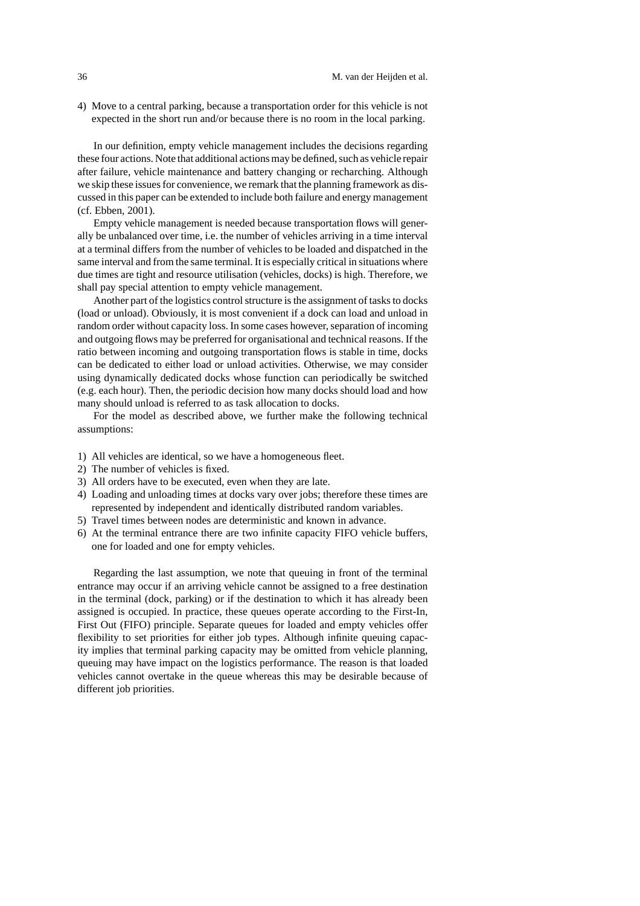4) Move to a central parking, because a transportation order for this vehicle is not expected in the short run and/or because there is no room in the local parking.

In our definition, empty vehicle management includes the decisions regarding these four actions. Note that additional actions may be defined, such as vehicle repair after failure, vehicle maintenance and battery changing or recharching. Although we skip these issues for convenience, we remark that the planning framework as discussed in this paper can be extended to include both failure and energy management (cf. Ebben, 2001).

Empty vehicle management is needed because transportation flows will generally be unbalanced over time, i.e. the number of vehicles arriving in a time interval at a terminal differs from the number of vehicles to be loaded and dispatched in the same interval and from the same terminal. It is especially critical in situations where due times are tight and resource utilisation (vehicles, docks) is high. Therefore, we shall pay special attention to empty vehicle management.

Another part of the logistics control structure is the assignment of tasks to docks (load or unload). Obviously, it is most convenient if a dock can load and unload in random order without capacity loss. In some cases however, separation of incoming and outgoing flows may be preferred for organisational and technical reasons. If the ratio between incoming and outgoing transportation flows is stable in time, docks can be dedicated to either load or unload activities. Otherwise, we may consider using dynamically dedicated docks whose function can periodically be switched (e.g. each hour). Then, the periodic decision how many docks should load and how many should unload is referred to as task allocation to docks.

For the model as described above, we further make the following technical assumptions:

1) All vehicles are identical, so we have a homogeneous fleet.
2) The number of vehicles is fixed.
3) All orders have to be executed, even when they are late.
4) Loading and unloading times at docks vary over jobs; therefore these times are represented by independent and identically distributed random variables.
5) Travel times between nodes are deterministic and known in advance.
6) At the terminal entrance there are two infinite capacity FIFO vehicle buffers, one for loaded and one for empty vehicles.

Regarding the last assumption, we note that queuing in front of the terminal entrance may occur if an arriving vehicle cannot be assigned to a free destination in the terminal (dock, parking) or if the destination to which it has already been assigned is occupied. In practice, these queues operate according to the First-In, First Out (FIFO) principle. Separate queues for loaded and empty vehicles offer flexibility to set priorities for either job types. Although infinite queuing capacity implies that terminal parking capacity may be omitted from vehicle planning, queuing may have impact on the logistics performance. The reason is that loaded vehicles cannot overtake in the queue whereas this may be desirable because of different job priorities.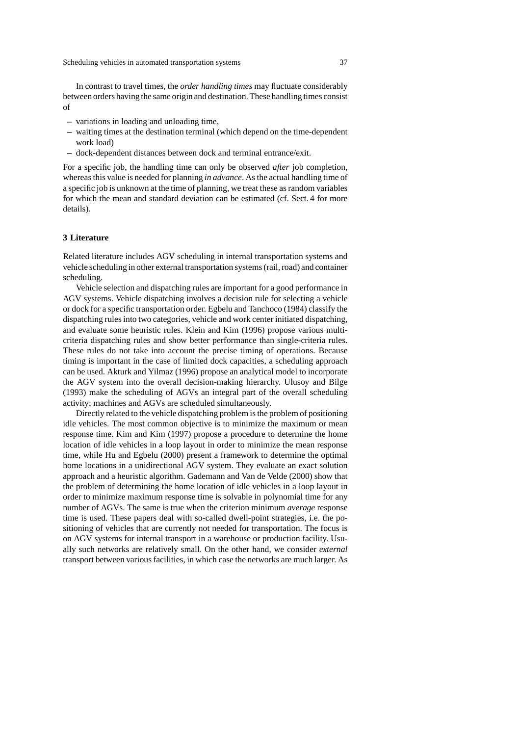In contrast to travel times, the *order handling times* may fluctuate considerably between orders having the same origin and destination. These handling times consist of

- variations in loading and unloading time,
- waiting times at the destination terminal (which depend on the time-dependent work load)
- dock-dependent distances between dock and terminal entrance/exit.

For a specific job, the handling time can only be observed *after* job completion, whereas this value is needed for planning *in advance*. As the actual handling time of a specific job is unknown at the time of planning, we treat these as random variables for which the mean and standard deviation can be estimated (cf. Sect. 4 for more details).

## 3 Literature

Related literature includes AGV scheduling in internal transportation systems and vehicle scheduling in other external transportation systems (rail, road) and container scheduling.

Vehicle selection and dispatching rules are important for a good performance in AGV systems. Vehicle dispatching involves a decision rule for selecting a vehicle or dock for a specific transportation order. Egbelu and Tanchoco (1984) classify the dispatching rules into two categories, vehicle and work center initiated dispatching, and evaluate some heuristic rules. Klein and Kim (1996) propose various multi-criteria dispatching rules and show better performance than single-criteria rules. These rules do not take into account the precise timing of operations. Because timing is important in the case of limited dock capacities, a scheduling approach can be used. Akturk and Yilmaz (1996) propose an analytical model to incorporate the AGV system into the overall decision-making hierarchy. Ulusoy and Bilge (1993) make the scheduling of AGVs an integral part of the overall scheduling activity; machines and AGVs are scheduled simultaneously.

Directly related to the vehicle dispatching problem is the problem of positioning idle vehicles. The most common objective is to minimize the maximum or mean response time. Kim and Kim (1997) propose a procedure to determine the home location of idle vehicles in a loop layout in order to minimize the mean response time, while Hu and Egbelu (2000) present a framework to determine the optimal home locations in a unidirectional AGV system. They evaluate an exact solution approach and a heuristic algorithm. Gademann and Van de Velde (2000) show that the problem of determining the home location of idle vehicles in a loop layout in order to minimize maximum response time is solvable in polynomial time for any number of AGVs. The same is true when the criterion minimum *average* response time is used. These papers deal with so-called dwell-point strategies, i.e. the positioning of vehicles that are currently not needed for transportation. The focus is on AGV systems for internal transport in a warehouse or production facility. Usually such networks are relatively small. On the other hand, we consider *external* transport between various facilities, in which case the networks are much larger. As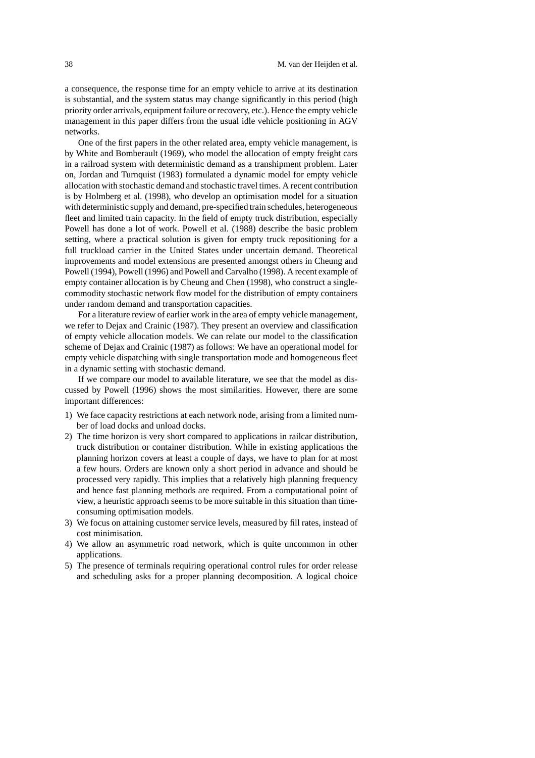a consequence, the response time for an empty vehicle to arrive at its destination is substantial, and the system status may change significantly in this period (high priority order arrivals, equipment failure or recovery, etc.). Hence the empty vehicle management in this paper differs from the usual idle vehicle positioning in AGV networks.

One of the first papers in the other related area, empty vehicle management, is by White and Bomberault (1969), who model the allocation of empty freight cars in a railroad system with deterministic demand as a transhipment problem. Later on, Jordan and Turnquist (1983) formulated a dynamic model for empty vehicle allocation with stochastic demand and stochastic travel times. A recent contribution is by Holmberg et al. (1998), who develop an optimisation model for a situation with deterministic supply and demand, pre-specified train schedules, heterogeneous fleet and limited train capacity. In the field of empty truck distribution, especially Powell has done a lot of work. Powell et al. (1988) describe the basic problem setting, where a practical solution is given for empty truck repositioning for a full truckload carrier in the United States under uncertain demand. Theoretical improvements and model extensions are presented amongst others in Cheung and Powell (1994), Powell (1996) and Powell and Carvalho (1998). A recent example of empty container allocation is by Cheung and Chen (1998), who construct a single-commodity stochastic network flow model for the distribution of empty containers under random demand and transportation capacities.

For a literature review of earlier work in the area of empty vehicle management, we refer to Dejax and Crainic (1987). They present an overview and classification of empty vehicle allocation models. We can relate our model to the classification scheme of Dejax and Crainic (1987) as follows: We have an operational model for empty vehicle dispatching with single transportation mode and homogeneous fleet in a dynamic setting with stochastic demand.

If we compare our model to available literature, we see that the model as discussed by Powell (1996) shows the most similarities. However, there are some important differences:

1) We face capacity restrictions at each network node, arising from a limited number of load docks and unload docks.
2) The time horizon is very short compared to applications in railcar distribution, truck distribution or container distribution. While in existing applications the planning horizon covers at least a couple of days, we have to plan for at most a few hours. Orders are known only a short period in advance and should be processed very rapidly. This implies that a relatively high planning frequency and hence fast planning methods are required. From a computational point of view, a heuristic approach seems to be more suitable in this situation than time-consuming optimisation models.
3) We focus on attaining customer service levels, measured by fill rates, instead of cost minimisation.
4) We allow an asymmetric road network, which is quite uncommon in other applications.
5) The presence of terminals requiring operational control rules for order release and scheduling asks for a proper planning decomposition. A logical choice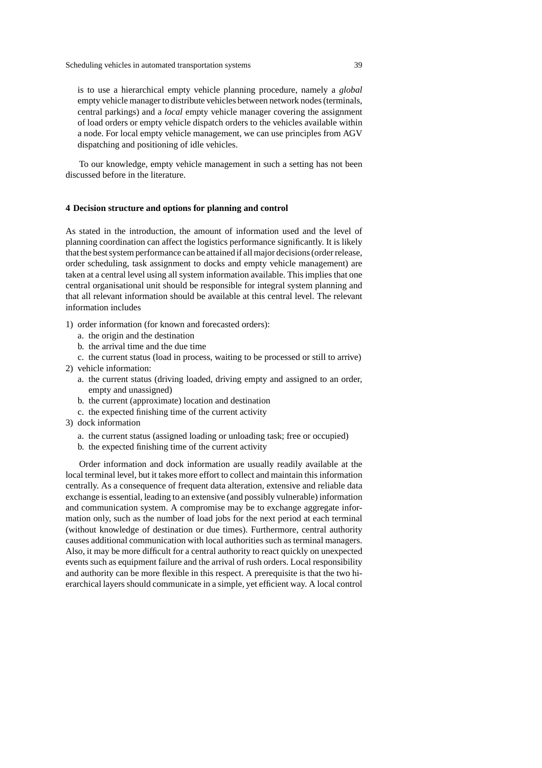is to use a hierarchical empty vehicle planning procedure, namely a *global* empty vehicle manager to distribute vehicles between network nodes (terminals, central parkings) and a *local* empty vehicle manager covering the assignment of load orders or empty vehicle dispatch orders to the vehicles available within a node. For local empty vehicle management, we can use principles from AGV dispatching and positioning of idle vehicles.

To our knowledge, empty vehicle management in such a setting has not been discussed before in the literature.

## 4 Decision structure and options for planning and control

As stated in the introduction, the amount of information used and the level of planning coordination can affect the logistics performance significantly. It is likely that the best system performance can be attained if all major decisions (order release, order scheduling, task assignment to docks and empty vehicle management) are taken at a central level using all system information available. This implies that one central organisational unit should be responsible for integral system planning and that all relevant information should be available at this central level. The relevant information includes

1) order information (for known and forecasted orders):
   a. the origin and the destination
   b. the arrival time and the due time
   c. the current status (load in process, waiting to be processed or still to arrive)
2) vehicle information:
   a. the current status (driving loaded, driving empty and assigned to an order, empty and unassigned)
   b. the current (approximate) location and destination
   c. the expected finishing time of the current activity
3) dock information
   a. the current status (assigned loading or unloading task; free or occupied)
   b. the expected finishing time of the current activity

Order information and dock information are usually readily available at the local terminal level, but it takes more effort to collect and maintain this information centrally. As a consequence of frequent data alteration, extensive and reliable data exchange is essential, leading to an extensive (and possibly vulnerable) information and communication system. A compromise may be to exchange aggregate information only, such as the number of load jobs for the next period at each terminal (without knowledge of destination or due times). Furthermore, central authority causes additional communication with local authorities such as terminal managers. Also, it may be more difficult for a central authority to react quickly on unexpected events such as equipment failure and the arrival of rush orders. Local responsibility and authority can be more flexible in this respect. A prerequisite is that the two hierarchical layers should communicate in a simple, yet efficient way. A local control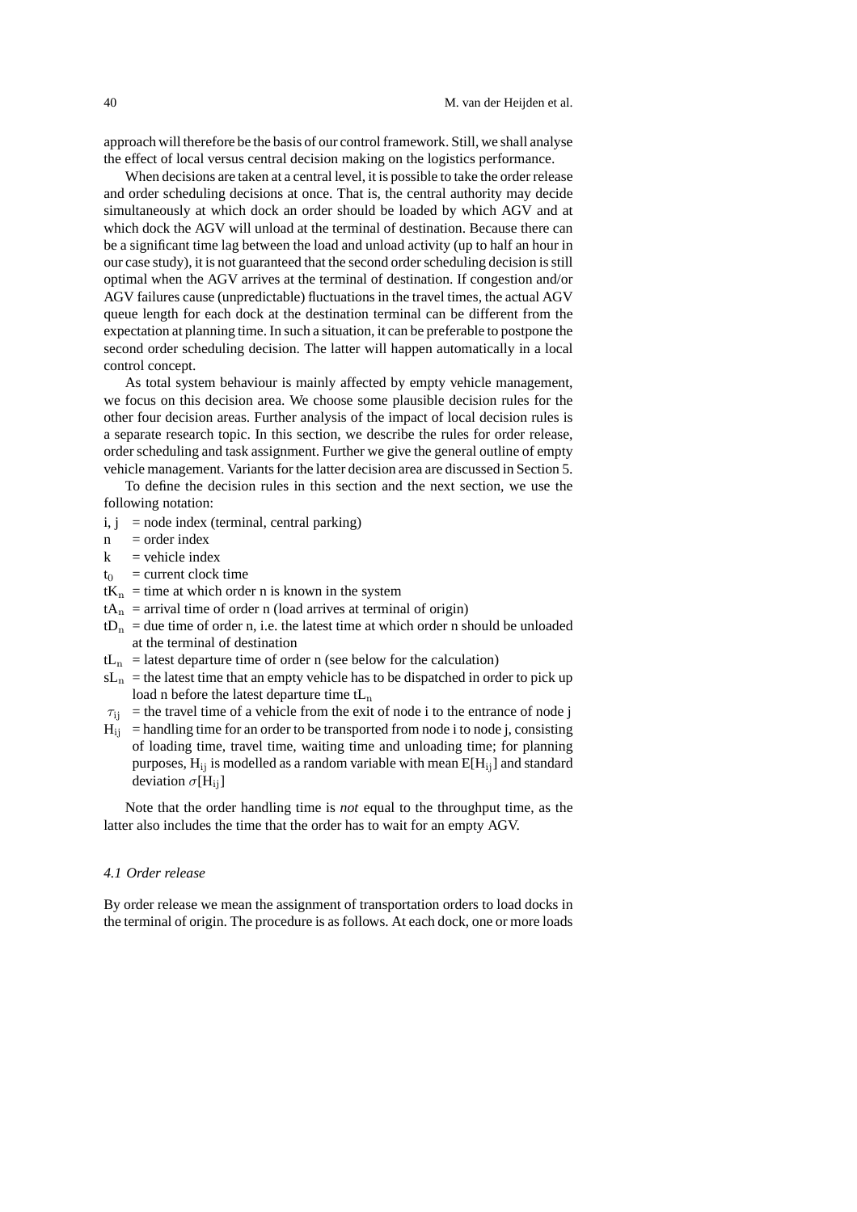approach will therefore be the basis of our control framework. Still, we shall analyse the effect of local versus central decision making on the logistics performance.

When decisions are taken at a central level, it is possible to take the order release and order scheduling decisions at once. That is, the central authority may decide simultaneously at which dock an order should be loaded by which AGV and at which dock the AGV will unload at the terminal of destination. Because there can be a significant time lag between the load and unload activity (up to half an hour in our case study), it is not guaranteed that the second order scheduling decision is still optimal when the AGV arrives at the terminal of destination. If congestion and/or AGV failures cause (unpredictable) fluctuations in the travel times, the actual AGV queue length for each dock at the destination terminal can be different from the expectation at planning time. In such a situation, it can be preferable to postpone the second order scheduling decision. The latter will happen automatically in a local control concept.

As total system behaviour is mainly affected by empty vehicle management, we focus on this decision area. We choose some plausible decision rules for the other four decision areas. Further analysis of the impact of local decision rules is a separate research topic. In this section, we describe the rules for order release, order scheduling and task assignment. Further we give the general outline of empty vehicle management. Variants for the latter decision area are discussed in Section 5.

To define the decision rules in this section and the next section, we use the following notation:

- $i, j$ = node index (terminal, central parking)
- $n$ = order index
- $k$ = vehicle index
- $t_0$ = current clock time
- $tK_n$ = time at which order n is known in the system
- $tA_n$ = arrival time of order n (load arrives at terminal of origin)
- $tD_n$ = due time of order n, i.e. the latest time at which order n should be unloaded at the terminal of destination
- $tL_n$ = latest departure time of order n (see below for the calculation)
- $sL_n$ = the latest time that an empty vehicle has to be dispatched in order to pick up load n before the latest departure time $tL_n$
- $\tau_{ij}$ = the travel time of a vehicle from the exit of node i to the entrance of node j
- $H_{ij}$ = handling time for an order to be transported from node i to node j, consisting of loading time, travel time, waiting time and unloading time; for planning purposes, $H_{ij}$ is modelled as a random variable with mean $E[H_{ij}]$ and standard deviation $\sigma[H_{ij}]$

Note that the order handling time is *not* equal to the throughput time, as the latter also includes the time that the order has to wait for an empty AGV.

### *4.1 Order release*

By order release we mean the assignment of transportation orders to load docks in the terminal of origin. The procedure is as follows. At each dock, one or more loads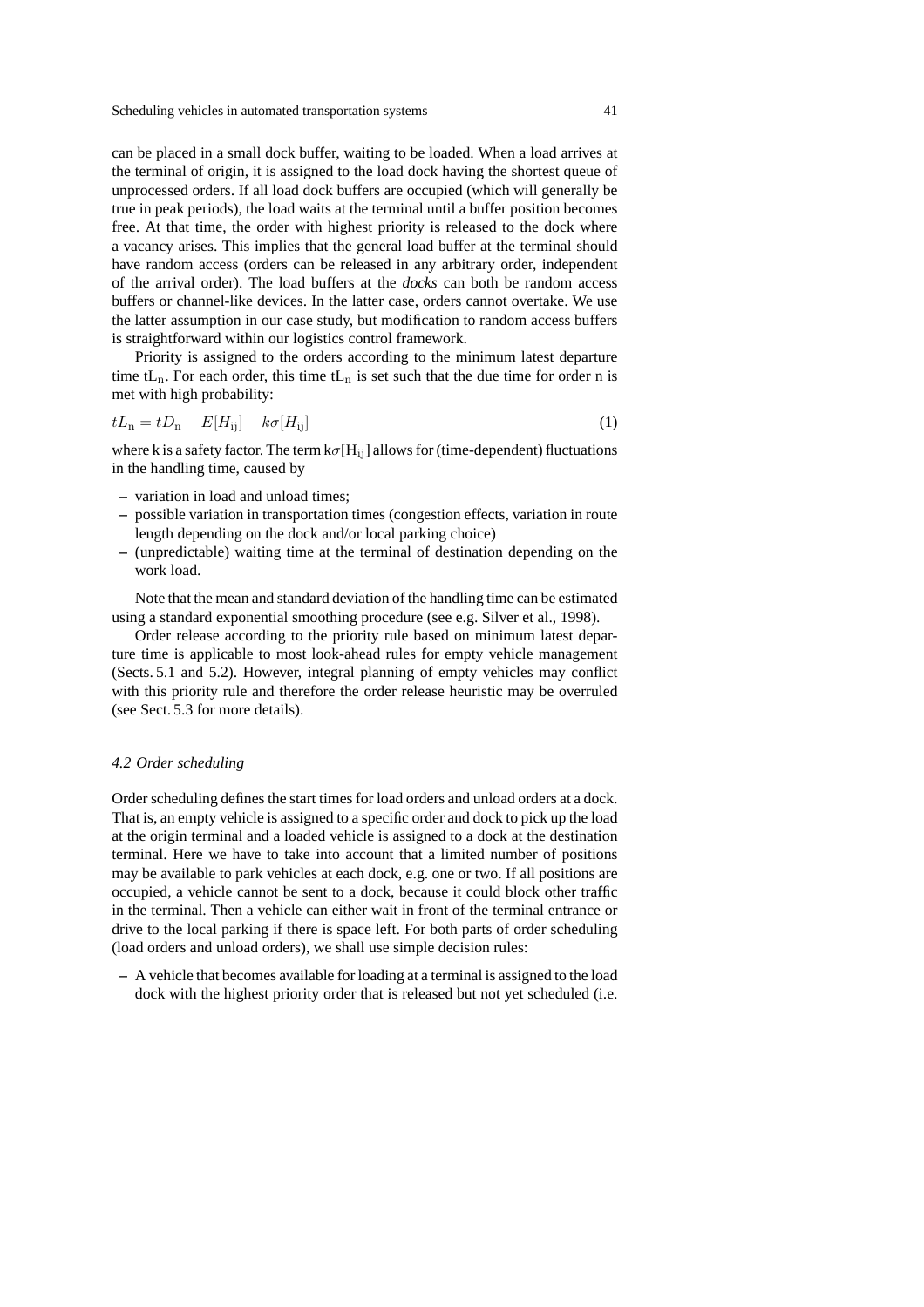can be placed in a small dock buffer, waiting to be loaded. When a load arrives at the terminal of origin, it is assigned to the load dock having the shortest queue of unprocessed orders. If all load dock buffers are occupied (which will generally be true in peak periods), the load waits at the terminal until a buffer position becomes free. At that time, the order with highest priority is released to the dock where a vacancy arises. This implies that the general load buffer at the terminal should have random access (orders can be released in any arbitrary order, independent of the arrival order). The load buffers at the *docks* can both be random access buffers or channel-like devices. In the latter case, orders cannot overtake. We use the latter assumption in our case study, but modification to random access buffers is straightforward within our logistics control framework.

Priority is assigned to the orders according to the minimum latest departure time $tL_n$. For each order, this time $tL_n$ is set such that the due time for order n is met with high probability:

$$tL_n = tD_n - E[H_{ij}] - k\sigma[H_{ij}] \tag{1}$$

where k is a safety factor. The term $k\sigma[H_{ij}]$ allows for (time-dependent) fluctuations in the handling time, caused by

- variation in load and unload times;
- possible variation in transportation times (congestion effects, variation in route length depending on the dock and/or local parking choice)
- (unpredictable) waiting time at the terminal of destination depending on the work load.

Note that the mean and standard deviation of the handling time can be estimated using a standard exponential smoothing procedure (see e.g. Silver et al., 1998).

Order release according to the priority rule based on minimum latest departure time is applicable to most look-ahead rules for empty vehicle management (Sects. 5.1 and 5.2). However, integral planning of empty vehicles may conflict with this priority rule and therefore the order release heuristic may be overruled (see Sect. 5.3 for more details).

### *4.2 Order scheduling*

Order scheduling defines the start times for load orders and unload orders at a dock. That is, an empty vehicle is assigned to a specific order and dock to pick up the load at the origin terminal and a loaded vehicle is assigned to a dock at the destination terminal. Here we have to take into account that a limited number of positions may be available to park vehicles at each dock, e.g. one or two. If all positions are occupied, a vehicle cannot be sent to a dock, because it could block other traffic in the terminal. Then a vehicle can either wait in front of the terminal entrance or drive to the local parking if there is space left. For both parts of order scheduling (load orders and unload orders), we shall use simple decision rules:

- A vehicle that becomes available for loading at a terminal is assigned to the load dock with the highest priority order that is released but not yet scheduled (i.e.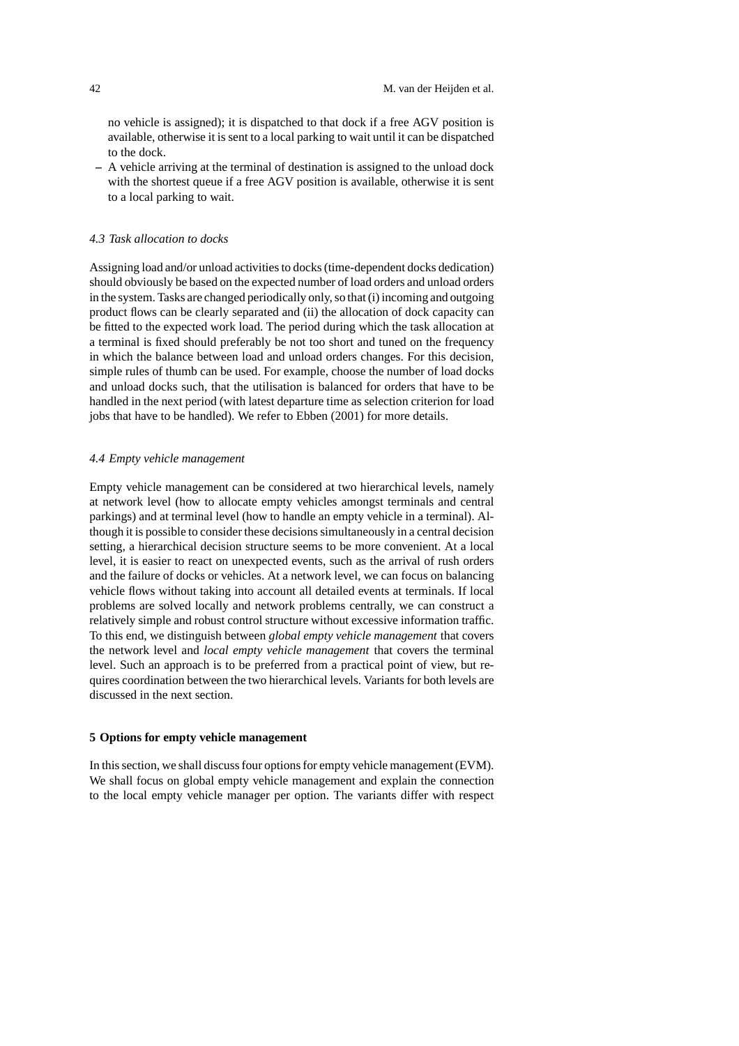no vehicle is assigned); it is dispatched to that dock if a free AGV position is available, otherwise it is sent to a local parking to wait until it can be dispatched to the dock.

– A vehicle arriving at the terminal of destination is assigned to the unload dock with the shortest queue if a free AGV position is available, otherwise it is sent to a local parking to wait.

### *4.3 Task allocation to docks*

Assigning load and/or unload activities to docks (time-dependent docks dedication) should obviously be based on the expected number of load orders and unload orders in the system. Tasks are changed periodically only, so that (i) incoming and outgoing product flows can be clearly separated and (ii) the allocation of dock capacity can be fitted to the expected work load. The period during which the task allocation at a terminal is fixed should preferably be not too short and tuned on the frequency in which the balance between load and unload orders changes. For this decision, simple rules of thumb can be used. For example, choose the number of load docks and unload docks such, that the utilisation is balanced for orders that have to be handled in the next period (with latest departure time as selection criterion for load jobs that have to be handled). We refer to Ebben (2001) for more details.

### *4.4 Empty vehicle management*

Empty vehicle management can be considered at two hierarchical levels, namely at network level (how to allocate empty vehicles amongst terminals and central parkings) and at terminal level (how to handle an empty vehicle in a terminal). Although it is possible to consider these decisions simultaneously in a central decision setting, a hierarchical decision structure seems to be more convenient. At a local level, it is easier to react on unexpected events, such as the arrival of rush orders and the failure of docks or vehicles. At a network level, we can focus on balancing vehicle flows without taking into account all detailed events at terminals. If local problems are solved locally and network problems centrally, we can construct a relatively simple and robust control structure without excessive information traffic. To this end, we distinguish between *global empty vehicle management* that covers the network level and *local empty vehicle management* that covers the terminal level. Such an approach is to be preferred from a practical point of view, but requires coordination between the two hierarchical levels. Variants for both levels are discussed in the next section.

## 5 Options for empty vehicle management

In this section, we shall discuss four options for empty vehicle management (EVM). We shall focus on global empty vehicle management and explain the connection to the local empty vehicle manager per option. The variants differ with respect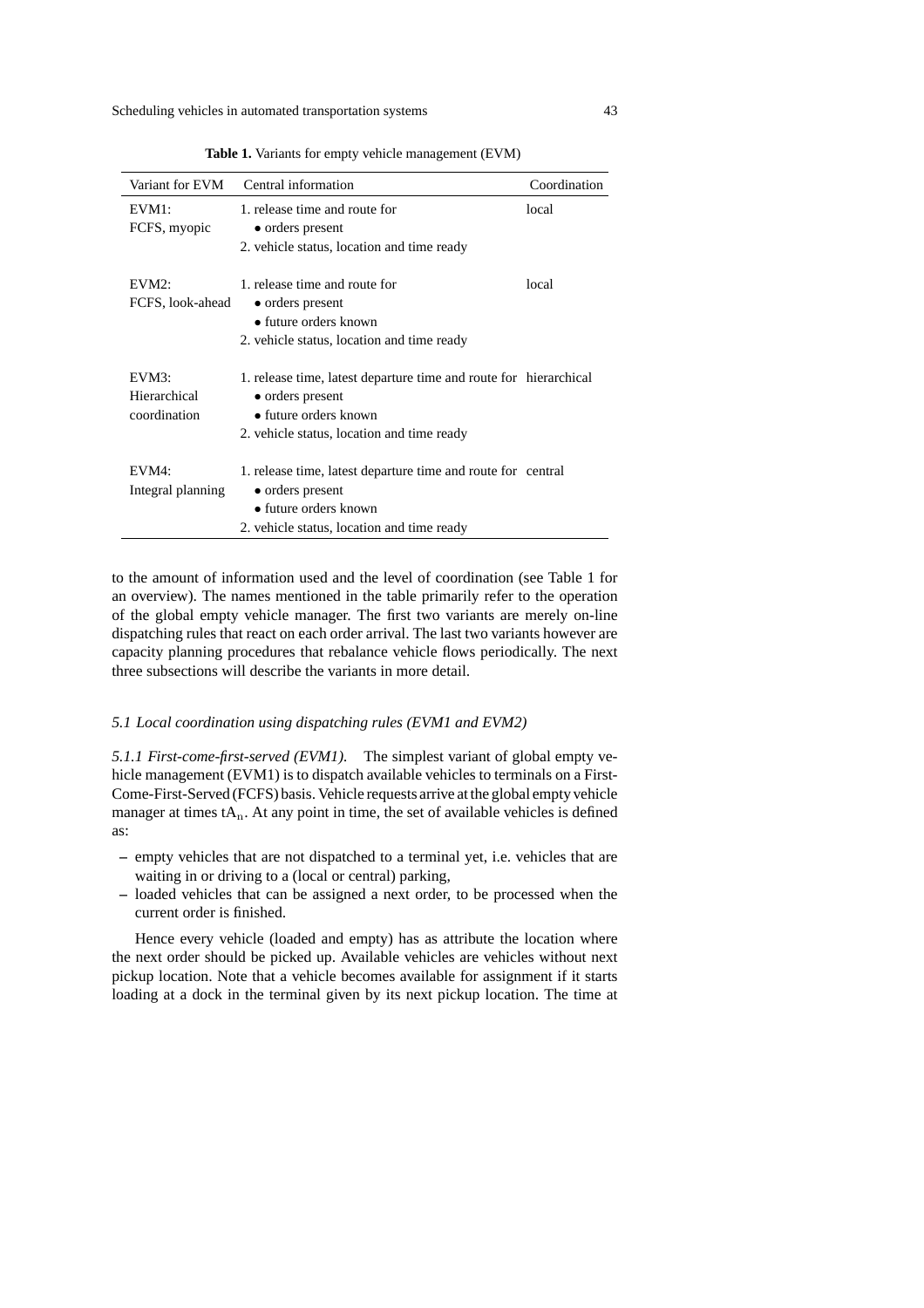**Table 1.** Variants for empty vehicle management (EVM)

| Variant for EVM | Central information | Coordination |
|---|---|---|
| EVM1: FCFS, myopic | 1. release time and route for • orders present 2. vehicle status, location and time ready | local |
| EVM2: FCFS, look-ahead | 1. release time and route for • orders present • future orders known 2. vehicle status, location and time ready | local |
| EVM3: Hierarchical coordination | 1. release time, latest departure time and route for • orders present • future orders known 2. vehicle status, location and time ready | hierarchical |
| EVM4: Integral planning | 1. release time, latest departure time and route for • orders present • future orders known 2. vehicle status, location and time ready | central |

to the amount of information used and the level of coordination (see Table 1 for an overview). The names mentioned in the table primarily refer to the operation of the global empty vehicle manager. The first two variants are merely on-line dispatching rules that react on each order arrival. The last two variants however are capacity planning procedures that rebalance vehicle flows periodically. The next three subsections will describe the variants in more detail.

### *5.1 Local coordination using dispatching rules (EVM1 and EVM2)*

*5.1.1 First-come-first-served (EVM1).* The simplest variant of global empty vehicle management (EVM1) is to dispatch available vehicles to terminals on a First-Come-First-Served (FCFS) basis. Vehicle requests arrive at the global empty vehicle manager at times $tA_n$. At any point in time, the set of available vehicles is defined as:

- empty vehicles that are not dispatched to a terminal yet, i.e. vehicles that are waiting in or driving to a (local or central) parking,
- loaded vehicles that can be assigned a next order, to be processed when the current order is finished.

Hence every vehicle (loaded and empty) has as attribute the location where the next order should be picked up. Available vehicles are vehicles without next pickup location. Note that a vehicle becomes available for assignment if it starts loading at a dock in the terminal given by its next pickup location. The time at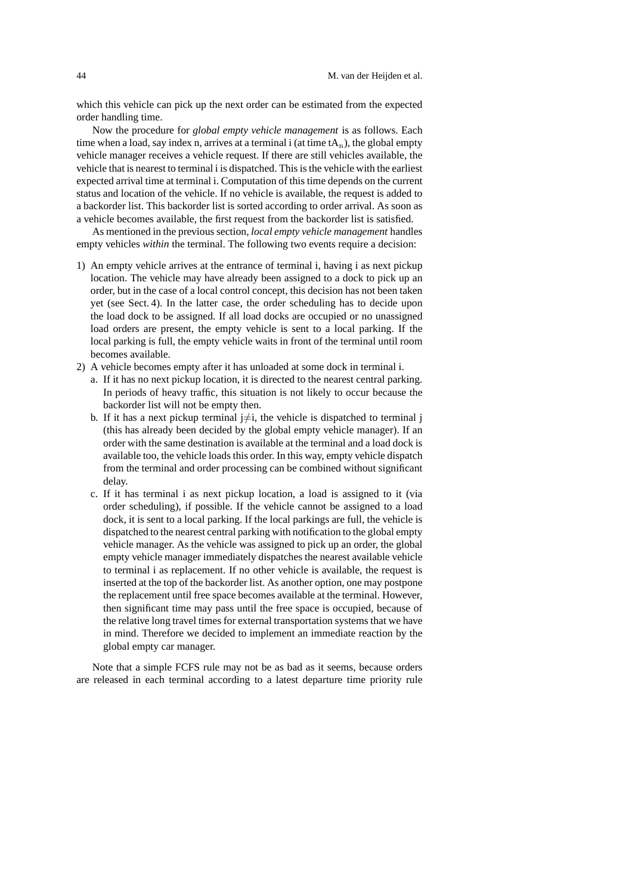which this vehicle can pick up the next order can be estimated from the expected order handling time.

Now the procedure for *global empty vehicle management* is as follows. Each time when a load, say index n, arrives at a terminal i (at time $tA_n$), the global empty vehicle manager receives a vehicle request. If there are still vehicles available, the vehicle that is nearest to terminal i is dispatched. This is the vehicle with the earliest expected arrival time at terminal i. Computation of this time depends on the current status and location of the vehicle. If no vehicle is available, the request is added to a backorder list. This backorder list is sorted according to order arrival. As soon as a vehicle becomes available, the first request from the backorder list is satisfied.

As mentioned in the previous section, *local empty vehicle management* handles empty vehicles *within* the terminal. The following two events require a decision:

1) An empty vehicle arrives at the entrance of terminal i, having i as next pickup location. The vehicle may have already been assigned to a dock to pick up an order, but in the case of a local control concept, this decision has not been taken yet (see Sect. 4). In the latter case, the order scheduling has to decide upon the load dock to be assigned. If all load docks are occupied or no unassigned load orders are present, the empty vehicle is sent to a local parking. If the local parking is full, the empty vehicle waits in front of the terminal until room becomes available.
2) A vehicle becomes empty after it has unloaded at some dock in terminal i.
   a. If it has no next pickup location, it is directed to the nearest central parking. In periods of heavy traffic, this situation is not likely to occur because the backorder list will not be empty then.
   b. If it has a next pickup terminal $j \neq i$, the vehicle is dispatched to terminal j (this has already been decided by the global empty vehicle manager). If an order with the same destination is available at the terminal and a load dock is available too, the vehicle loads this order. In this way, empty vehicle dispatch from the terminal and order processing can be combined without significant delay.
   c. If it has terminal i as next pickup location, a load is assigned to it (via order scheduling), if possible. If the vehicle cannot be assigned to a load dock, it is sent to a local parking. If the local parkings are full, the vehicle is dispatched to the nearest central parking with notification to the global empty vehicle manager. As the vehicle was assigned to pick up an order, the global empty vehicle manager immediately dispatches the nearest available vehicle to terminal i as replacement. If no other vehicle is available, the request is inserted at the top of the backorder list. As another option, one may postpone the replacement until free space becomes available at the terminal. However, then significant time may pass until the free space is occupied, because of the relative long travel times for external transportation systems that we have in mind. Therefore we decided to implement an immediate reaction by the global empty car manager.

Note that a simple FCFS rule may not be as bad as it seems, because orders are released in each terminal according to a latest departure time priority rule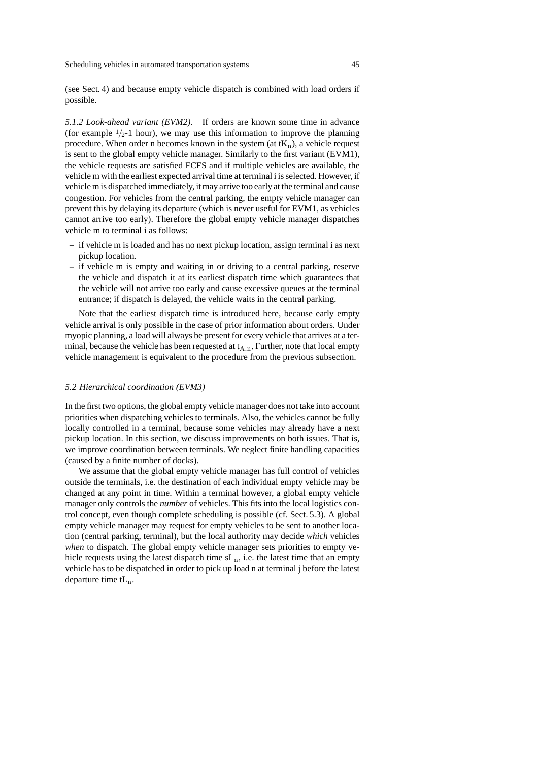(see Sect. 4) and because empty vehicle dispatch is combined with load orders if possible.

*5.1.2 Look-ahead variant (EVM2).* If orders are known some time in advance (for example $^1/_2$-1 hour), we may use this information to improve the planning procedure. When order n becomes known in the system (at $tK_n$), a vehicle request is sent to the global empty vehicle manager. Similarly to the first variant (EVM1), the vehicle requests are satisfied FCFS and if multiple vehicles are available, the vehicle m with the earliest expected arrival time at terminal i is selected. However, if vehicle m is dispatched immediately, it may arrive too early at the terminal and cause congestion. For vehicles from the central parking, the empty vehicle manager can prevent this by delaying its departure (which is never useful for EVM1, as vehicles cannot arrive too early). Therefore the global empty vehicle manager dispatches vehicle m to terminal i as follows:

– if vehicle m is loaded and has no next pickup location, assign terminal i as next pickup location.
– if vehicle m is empty and waiting in or driving to a central parking, reserve the vehicle and dispatch it at its earliest dispatch time which guarantees that the vehicle will not arrive too early and cause excessive queues at the terminal entrance; if dispatch is delayed, the vehicle waits in the central parking.

Note that the earliest dispatch time is introduced here, because early empty vehicle arrival is only possible in the case of prior information about orders. Under myopic planning, a load will always be present for every vehicle that arrives at a terminal, because the vehicle has been requested at $t_{A,n}$. Further, note that local empty vehicle management is equivalent to the procedure from the previous subsection.

### 5.2 Hierarchical coordination (EVM3)

In the first two options, the global empty vehicle manager does not take into account priorities when dispatching vehicles to terminals. Also, the vehicles cannot be fully locally controlled in a terminal, because some vehicles may already have a next pickup location. In this section, we discuss improvements on both issues. That is, we improve coordination between terminals. We neglect finite handling capacities (caused by a finite number of docks).

We assume that the global empty vehicle manager has full control of vehicles outside the terminals, i.e. the destination of each individual empty vehicle may be changed at any point in time. Within a terminal however, a global empty vehicle manager only controls the *number* of vehicles. This fits into the local logistics control concept, even though complete scheduling is possible (cf. Sect. 5.3). A global empty vehicle manager may request for empty vehicles to be sent to another location (central parking, terminal), but the local authority may decide *which* vehicles *when* to dispatch. The global empty vehicle manager sets priorities to empty vehicle requests using the latest dispatch time $sL_n$, i.e. the latest time that an empty vehicle has to be dispatched in order to pick up load n at terminal j before the latest departure time $tL_n$.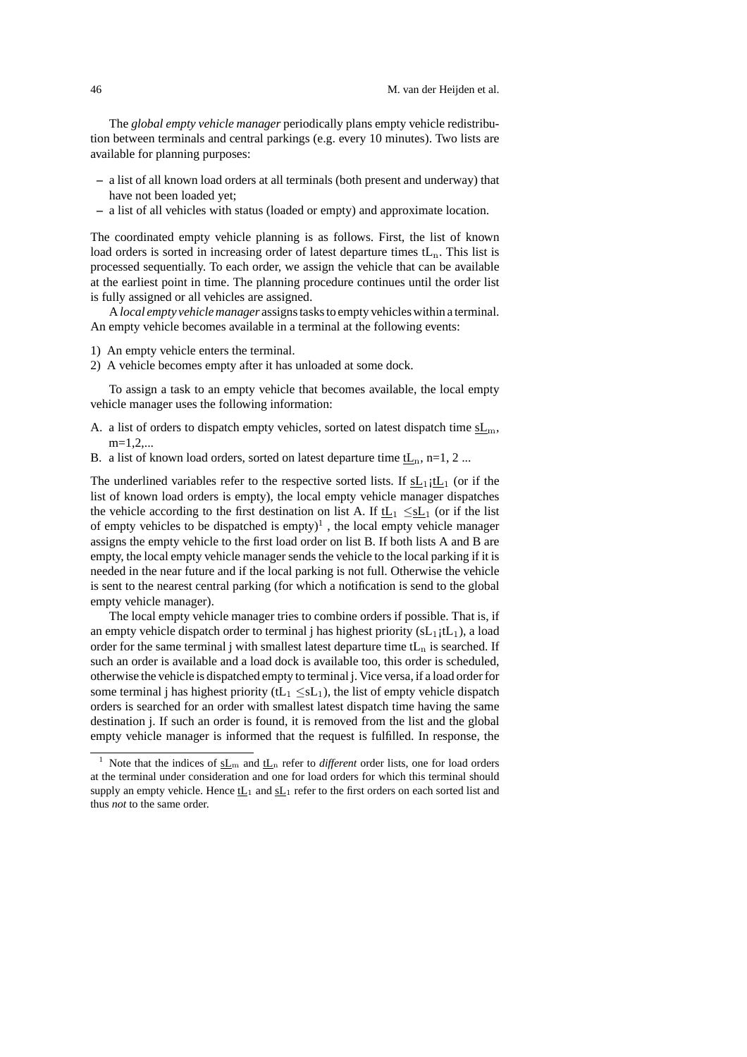The *global empty vehicle manager* periodically plans empty vehicle redistribution between terminals and central parkings (e.g. every 10 minutes). Two lists are available for planning purposes:

– a list of all known load orders at all terminals (both present and underway) that have not been loaded yet;
– a list of all vehicles with status (loaded or empty) and approximate location.

The coordinated empty vehicle planning is as follows. First, the list of known load orders is sorted in increasing order of latest departure times $tL_n$. This list is processed sequentially. To each order, we assign the vehicle that can be available at the earliest point in time. The planning procedure continues until the order list is fully assigned or all vehicles are assigned.

A *local empty vehicle manager* assigns tasks to empty vehicles within a terminal. An empty vehicle becomes available in a terminal at the following events:

1) An empty vehicle enters the terminal.
2) A vehicle becomes empty after it has unloaded at some dock.

To assign a task to an empty vehicle that becomes available, the local empty vehicle manager uses the following information:

A. a list of orders to dispatch empty vehicles, sorted on latest dispatch time $\underline{sL}_m$, m=1,2,...
B. a list of known load orders, sorted on latest departure time $\underline{tL}_n$, n=1, 2 ...

The underlined variables refer to the respective sorted lists. If $\underline{sL}_1 < \underline{tL}_1$ (or if the list of known load orders is empty), the local empty vehicle manager dispatches the vehicle according to the first destination on list A. If $\underline{tL}_1 \leq \underline{sL}_1$ (or if the list of empty vehicles to be dispatched is empty)[1] , the local empty vehicle manager assigns the empty vehicle to the first load order on list B. If both lists A and B are empty, the local empty vehicle manager sends the vehicle to the local parking if it is needed in the near future and if the local parking is not full. Otherwise the vehicle is sent to the nearest central parking (for which a notification is send to the global empty vehicle manager).

The local empty vehicle manager tries to combine orders if possible. That is, if an empty vehicle dispatch order to terminal j has highest priority ($sL_1 < tL_1$), a load order for the same terminal j with smallest latest departure time $tL_n$ is searched. If such an order is available and a load dock is available too, this order is scheduled, otherwise the vehicle is dispatched empty to terminal j. Vice versa, if a load order for some terminal j has highest priority ($tL_1 \leq sL_1$), the list of empty vehicle dispatch orders is searched for an order with smallest latest dispatch time having the same destination j. If such an order is found, it is removed from the list and the global empty vehicle manager is informed that the request is fulfilled. In response, the

[1] Note that the indices of $\underline{sL}_m$ and $\underline{tL}_n$ refer to *different* order lists, one for load orders at the terminal under consideration and one for load orders for which this terminal should supply an empty vehicle. Hence $\underline{tL}_1$ and $\underline{sL}_1$ refer to the first orders on each sorted list and thus *not* to the same order.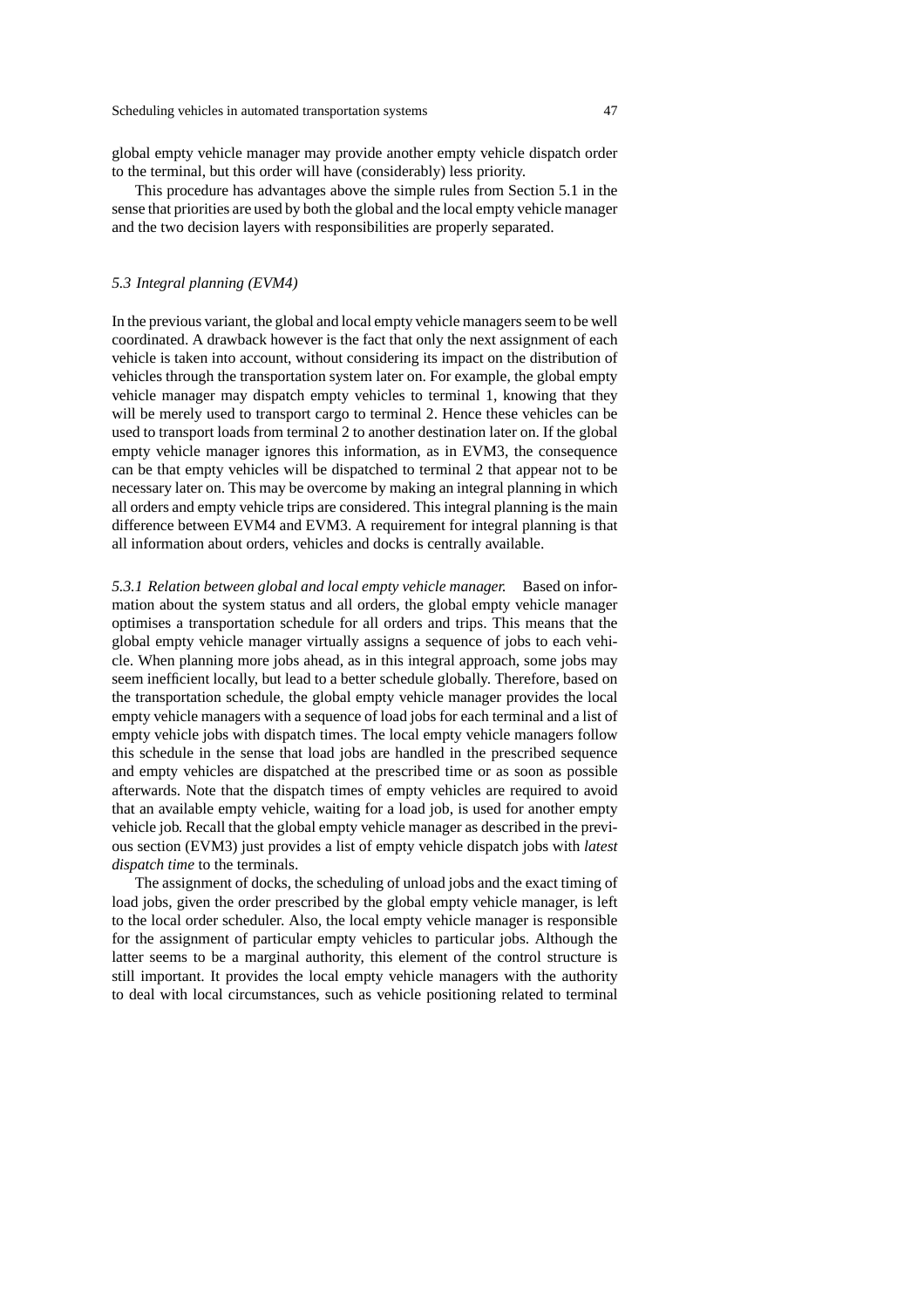global empty vehicle manager may provide another empty vehicle dispatch order to the terminal, but this order will have (considerably) less priority.

This procedure has advantages above the simple rules from Section 5.1 in the sense that priorities are used by both the global and the local empty vehicle manager and the two decision layers with responsibilities are properly separated.

### *5.3 Integral planning (EVM4)*

In the previous variant, the global and local empty vehicle managers seem to be well coordinated. A drawback however is the fact that only the next assignment of each vehicle is taken into account, without considering its impact on the distribution of vehicles through the transportation system later on. For example, the global empty vehicle manager may dispatch empty vehicles to terminal 1, knowing that they will be merely used to transport cargo to terminal 2. Hence these vehicles can be used to transport loads from terminal 2 to another destination later on. If the global empty vehicle manager ignores this information, as in EVM3, the consequence can be that empty vehicles will be dispatched to terminal 2 that appear not to be necessary later on. This may be overcome by making an integral planning in which all orders and empty vehicle trips are considered. This integral planning is the main difference between EVM4 and EVM3. A requirement for integral planning is that all information about orders, vehicles and docks is centrally available.

*5.3.1 Relation between global and local empty vehicle manager.* Based on information about the system status and all orders, the global empty vehicle manager optimises a transportation schedule for all orders and trips. This means that the global empty vehicle manager virtually assigns a sequence of jobs to each vehicle. When planning more jobs ahead, as in this integral approach, some jobs may seem inefficient locally, but lead to a better schedule globally. Therefore, based on the transportation schedule, the global empty vehicle manager provides the local empty vehicle managers with a sequence of load jobs for each terminal and a list of empty vehicle jobs with dispatch times. The local empty vehicle managers follow this schedule in the sense that load jobs are handled in the prescribed sequence and empty vehicles are dispatched at the prescribed time or as soon as possible afterwards. Note that the dispatch times of empty vehicles are required to avoid that an available empty vehicle, waiting for a load job, is used for another empty vehicle job. Recall that the global empty vehicle manager as described in the previous section (EVM3) just provides a list of empty vehicle dispatch jobs with *latest dispatch time* to the terminals.

The assignment of docks, the scheduling of unload jobs and the exact timing of load jobs, given the order prescribed by the global empty vehicle manager, is left to the local order scheduler. Also, the local empty vehicle manager is responsible for the assignment of particular empty vehicles to particular jobs. Although the latter seems to be a marginal authority, this element of the control structure is still important. It provides the local empty vehicle managers with the authority to deal with local circumstances, such as vehicle positioning related to terminal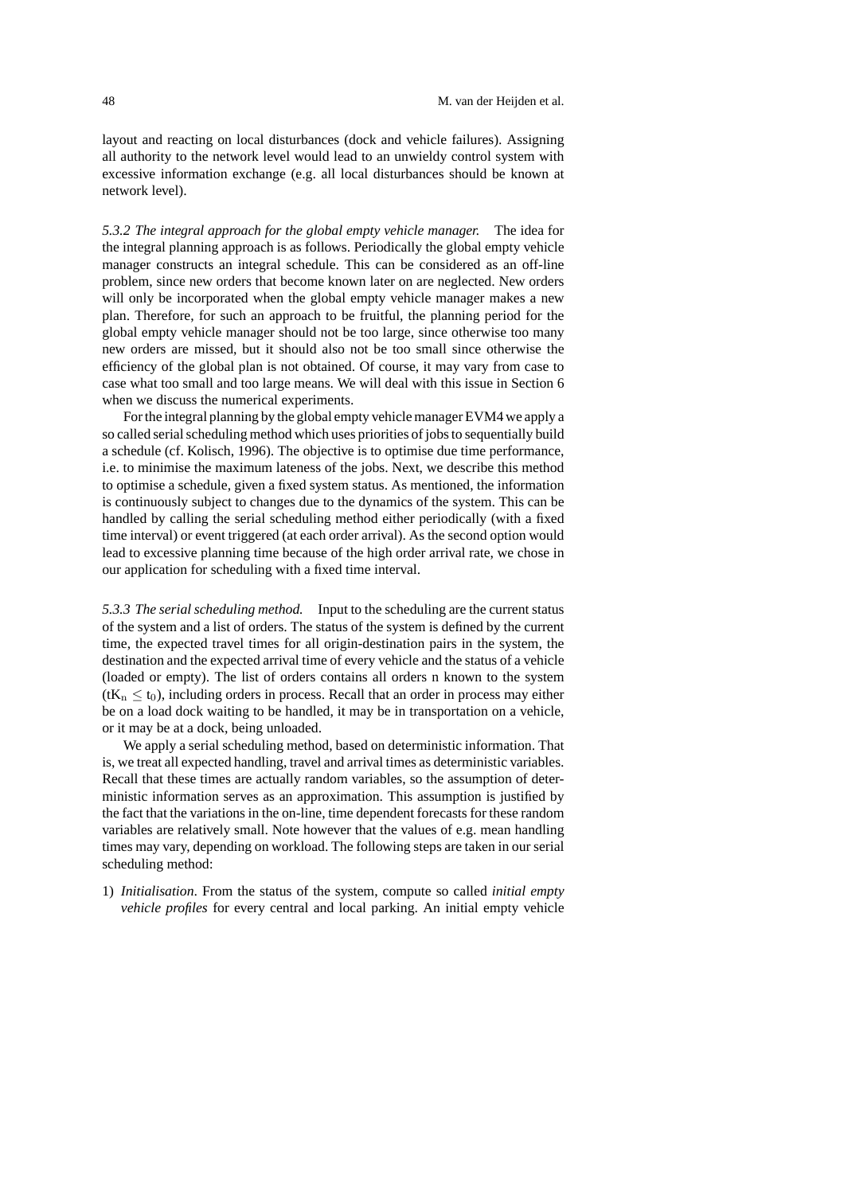layout and reacting on local disturbances (dock and vehicle failures). Assigning all authority to the network level would lead to an unwieldy control system with excessive information exchange (e.g. all local disturbances should be known at network level).

*5.3.2 The integral approach for the global empty vehicle manager.* The idea for the integral planning approach is as follows. Periodically the global empty vehicle manager constructs an integral schedule. This can be considered as an off-line problem, since new orders that become known later on are neglected. New orders will only be incorporated when the global empty vehicle manager makes a new plan. Therefore, for such an approach to be fruitful, the planning period for the global empty vehicle manager should not be too large, since otherwise too many new orders are missed, but it should also not be too small since otherwise the efficiency of the global plan is not obtained. Of course, it may vary from case to case what too small and too large means. We will deal with this issue in Section 6 when we discuss the numerical experiments.

For the integral planning by the global empty vehicle manager EVM4 we apply a so called serial scheduling method which uses priorities of jobs to sequentially build a schedule (cf. Kolisch, 1996). The objective is to optimise due time performance, i.e. to minimise the maximum lateness of the jobs. Next, we describe this method to optimise a schedule, given a fixed system status. As mentioned, the information is continuously subject to changes due to the dynamics of the system. This can be handled by calling the serial scheduling method either periodically (with a fixed time interval) or event triggered (at each order arrival). As the second option would lead to excessive planning time because of the high order arrival rate, we chose in our application for scheduling with a fixed time interval.

*5.3.3 The serial scheduling method.* Input to the scheduling are the current status of the system and a list of orders. The status of the system is defined by the current time, the expected travel times for all origin-destination pairs in the system, the destination and the expected arrival time of every vehicle and the status of a vehicle (loaded or empty). The list of orders contains all orders n known to the system ($tK_n \leq t_0$), including orders in process. Recall that an order in process may either be on a load dock waiting to be handled, it may be in transportation on a vehicle, or it may be at a dock, being unloaded.

We apply a serial scheduling method, based on deterministic information. That is, we treat all expected handling, travel and arrival times as deterministic variables. Recall that these times are actually random variables, so the assumption of deterministic information serves as an approximation. This assumption is justified by the fact that the variations in the on-line, time dependent forecasts for these random variables are relatively small. Note however that the values of e.g. mean handling times may vary, depending on workload. The following steps are taken in our serial scheduling method:

1) *Initialisation*. From the status of the system, compute so called *initial empty vehicle profiles* for every central and local parking. An initial empty vehicle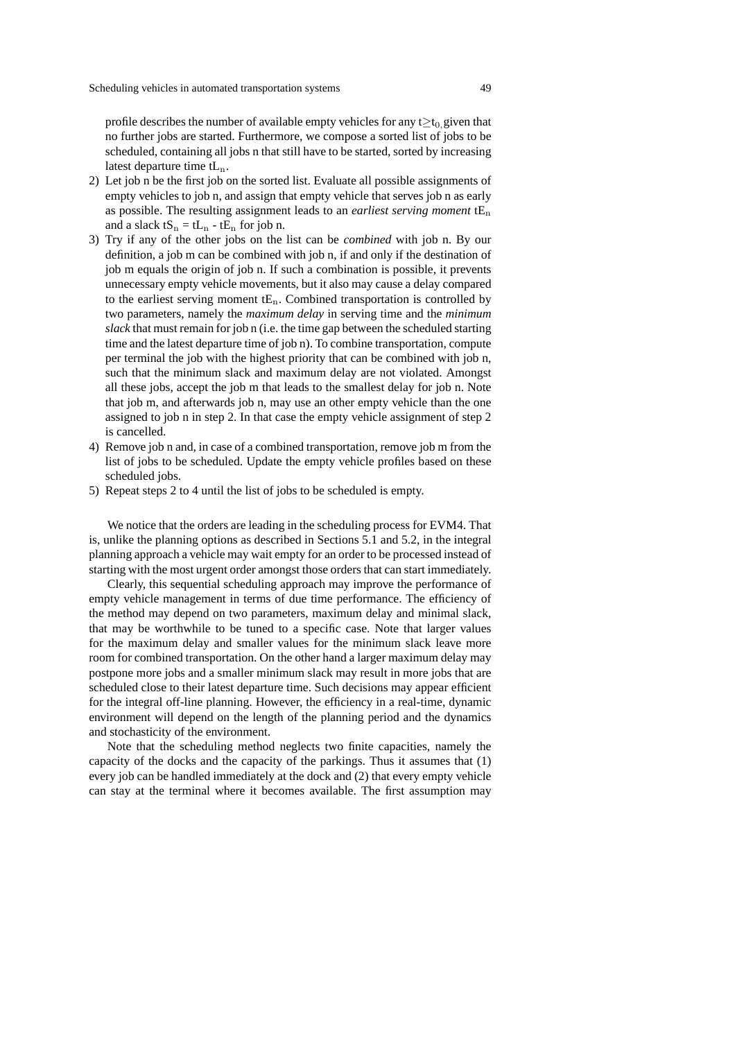profile describes the number of available empty vehicles for any $t \geq t_0$, given that no further jobs are started. Furthermore, we compose a sorted list of jobs to be scheduled, containing all jobs n that still have to be started, sorted by increasing latest departure time $tL_n$.

2) Let job n be the first job on the sorted list. Evaluate all possible assignments of empty vehicles to job n, and assign that empty vehicle that serves job n as early as possible. The resulting assignment leads to an *earliest serving moment* $tE_n$ and a slack $tS_n = tL_n - tE_n$ for job n.
3) Try if any of the other jobs on the list can be *combined* with job n. By our definition, a job m can be combined with job n, if and only if the destination of job m equals the origin of job n. If such a combination is possible, it prevents unnecessary empty vehicle movements, but it also may cause a delay compared to the earliest serving moment $tE_n$. Combined transportation is controlled by two parameters, namely the *maximum delay* in serving time and the *minimum slack* that must remain for job n (i.e. the time gap between the scheduled starting time and the latest departure time of job n). To combine transportation, compute per terminal the job with the highest priority that can be combined with job n, such that the minimum slack and maximum delay are not violated. Amongst all these jobs, accept the job m that leads to the smallest delay for job n. Note that job m, and afterwards job n, may use an other empty vehicle than the one assigned to job n in step 2. In that case the empty vehicle assignment of step 2 is cancelled.
4) Remove job n and, in case of a combined transportation, remove job m from the list of jobs to be scheduled. Update the empty vehicle profiles based on these scheduled jobs.
5) Repeat steps 2 to 4 until the list of jobs to be scheduled is empty.

We notice that the orders are leading in the scheduling process for EVM4. That is, unlike the planning options as described in Sections 5.1 and 5.2, in the integral planning approach a vehicle may wait empty for an order to be processed instead of starting with the most urgent order amongst those orders that can start immediately.

Clearly, this sequential scheduling approach may improve the performance of empty vehicle management in terms of due time performance. The efficiency of the method may depend on two parameters, maximum delay and minimal slack, that may be worthwhile to be tuned to a specific case. Note that larger values for the maximum delay and smaller values for the minimum slack leave more room for combined transportation. On the other hand a larger maximum delay may postpone more jobs and a smaller minimum slack may result in more jobs that are scheduled close to their latest departure time. Such decisions may appear efficient for the integral off-line planning. However, the efficiency in a real-time, dynamic environment will depend on the length of the planning period and the dynamics and stochasticity of the environment.

Note that the scheduling method neglects two finite capacities, namely the capacity of the docks and the capacity of the parkings. Thus it assumes that (1) every job can be handled immediately at the dock and (2) that every empty vehicle can stay at the terminal where it becomes available. The first assumption may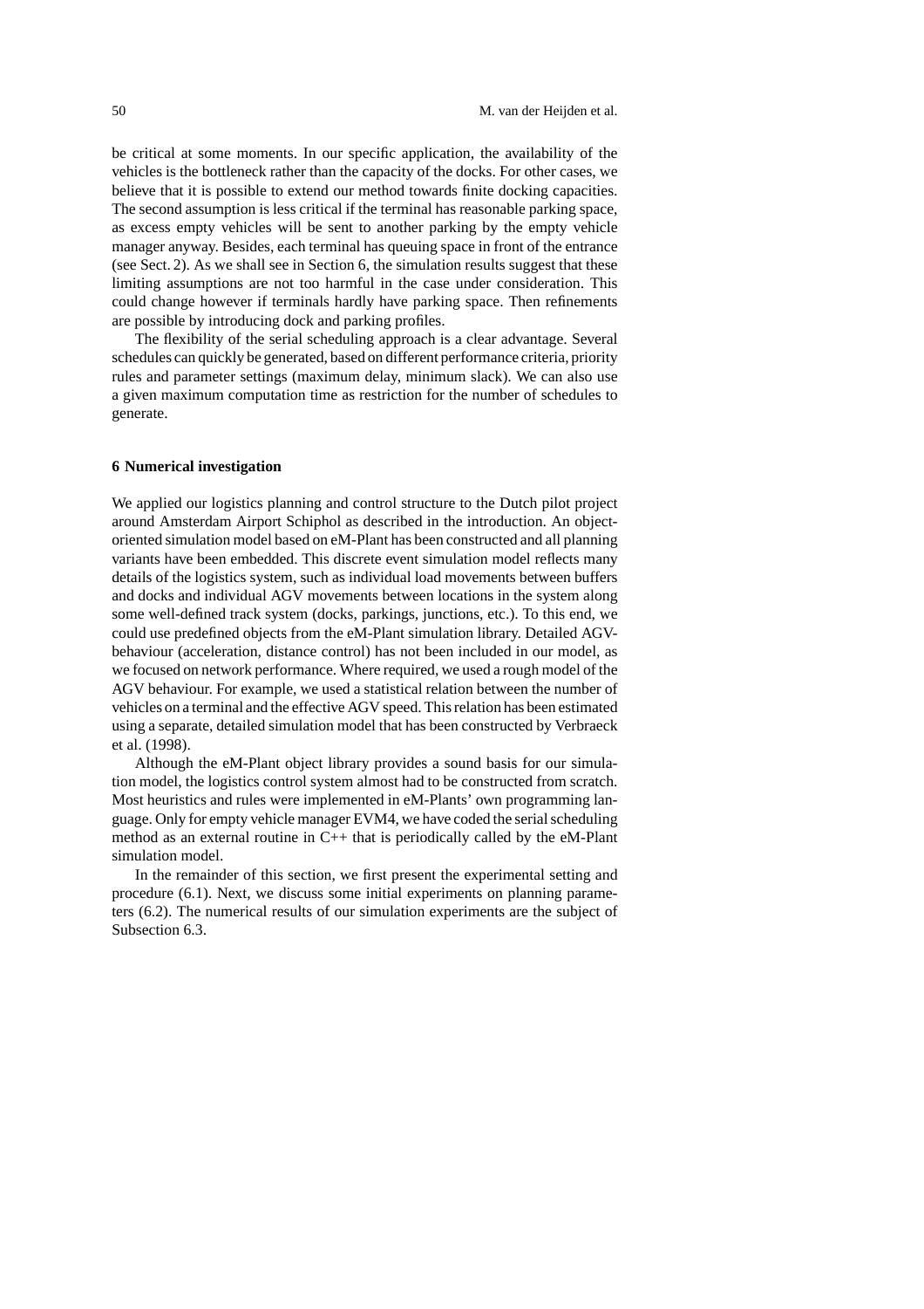be critical at some moments. In our specific application, the availability of the vehicles is the bottleneck rather than the capacity of the docks. For other cases, we believe that it is possible to extend our method towards finite docking capacities. The second assumption is less critical if the terminal has reasonable parking space, as excess empty vehicles will be sent to another parking by the empty vehicle manager anyway. Besides, each terminal has queuing space in front of the entrance (see Sect. 2). As we shall see in Section 6, the simulation results suggest that these limiting assumptions are not too harmful in the case under consideration. This could change however if terminals hardly have parking space. Then refinements are possible by introducing dock and parking profiles.

The flexibility of the serial scheduling approach is a clear advantage. Several schedules can quickly be generated, based on different performance criteria, priority rules and parameter settings (maximum delay, minimum slack). We can also use a given maximum computation time as restriction for the number of schedules to generate.

## 6 Numerical investigation

We applied our logistics planning and control structure to the Dutch pilot project around Amsterdam Airport Schiphol as described in the introduction. An object-oriented simulation model based on eM-Plant has been constructed and all planning variants have been embedded. This discrete event simulation model reflects many details of the logistics system, such as individual load movements between buffers and docks and individual AGV movements between locations in the system along some well-defined track system (docks, parkings, junctions, etc.). To this end, we could use predefined objects from the eM-Plant simulation library. Detailed AGV-behaviour (acceleration, distance control) has not been included in our model, as we focused on network performance. Where required, we used a rough model of the AGV behaviour. For example, we used a statistical relation between the number of vehicles on a terminal and the effective AGV speed. This relation has been estimated using a separate, detailed simulation model that has been constructed by Verbraeck et al. (1998).

Although the eM-Plant object library provides a sound basis for our simulation model, the logistics control system almost had to be constructed from scratch. Most heuristics and rules were implemented in eM-Plants' own programming language. Only for empty vehicle manager EVM4, we have coded the serial scheduling method as an external routine in C++ that is periodically called by the eM-Plant simulation model.

In the remainder of this section, we first present the experimental setting and procedure (6.1). Next, we discuss some initial experiments on planning parameters (6.2). The numerical results of our simulation experiments are the subject of Subsection 6.3.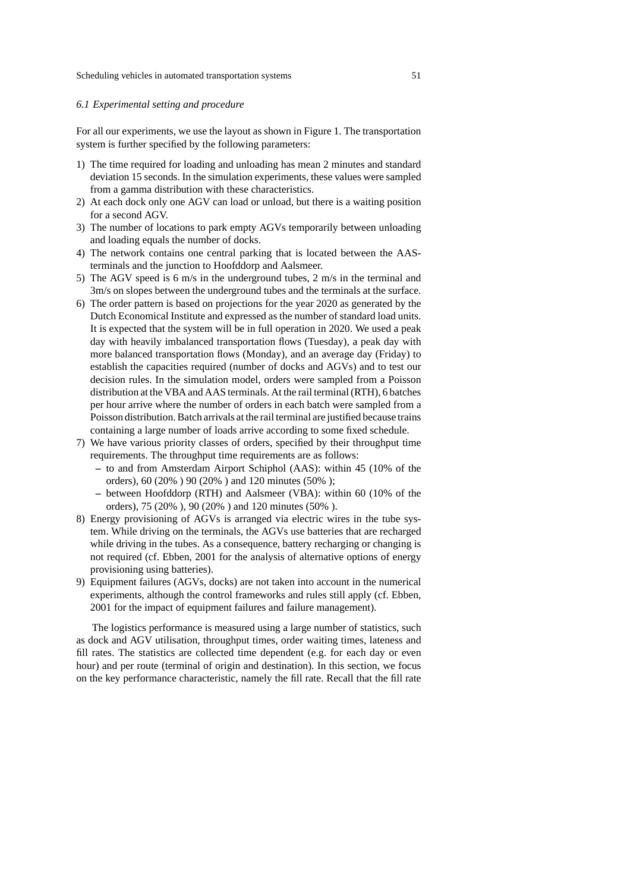### *6.1 Experimental setting and procedure*

For all our experiments, we use the layout as shown in Figure 1. The transportation system is further specified by the following parameters:

1) The time required for loading and unloading has mean 2 minutes and standard deviation 15 seconds. In the simulation experiments, these values were sampled from a gamma distribution with these characteristics.
2) At each dock only one AGV can load or unload, but there is a waiting position for a second AGV.
3) The number of locations to park empty AGVs temporarily between unloading and loading equals the number of docks.
4) The network contains one central parking that is located between the AAS-terminals and the junction to Hoofddorp and Aalsmeer.
5) The AGV speed is 6 m/s in the underground tubes, 2 m/s in the terminal and 3m/s on slopes between the underground tubes and the terminals at the surface.
6) The order pattern is based on projections for the year 2020 as generated by the Dutch Economical Institute and expressed as the number of standard load units. It is expected that the system will be in full operation in 2020. We used a peak day with heavily imbalanced transportation flows (Tuesday), a peak day with more balanced transportation flows (Monday), and an average day (Friday) to establish the capacities required (number of docks and AGVs) and to test our decision rules. In the simulation model, orders were sampled from a Poisson distribution at the VBA and AAS terminals. At the rail terminal (RTH), 6 batches per hour arrive where the number of orders in each batch were sampled from a Poisson distribution. Batch arrivals at the rail terminal are justified because trains containing a large number of loads arrive according to some fixed schedule.
7) We have various priority classes of orders, specified by their throughput time requirements. The throughput time requirements are as follows:
   - to and from Amsterdam Airport Schiphol (AAS): within 45 (10% of the orders), 60 (20% ) 90 (20% ) and 120 minutes (50% );
   - between Hoofddorp (RTH) and Aalsmeer (VBA): within 60 (10% of the orders), 75 (20% ), 90 (20% ) and 120 minutes (50% ).
8) Energy provisioning of AGVs is arranged via electric wires in the tube system. While driving on the terminals, the AGVs use batteries that are recharged while driving in the tubes. As a consequence, battery recharging or changing is not required (cf. Ebben, 2001 for the analysis of alternative options of energy provisioning using batteries).
9) Equipment failures (AGVs, docks) are not taken into account in the numerical experiments, although the control frameworks and rules still apply (cf. Ebben, 2001 for the impact of equipment failures and failure management).

The logistics performance is measured using a large number of statistics, such as dock and AGV utilisation, throughput times, order waiting times, lateness and fill rates. The statistics are collected time dependent (e.g. for each day or even hour) and per route (terminal of origin and destination). In this section, we focus on the key performance characteristic, namely the fill rate. Recall that the fill rate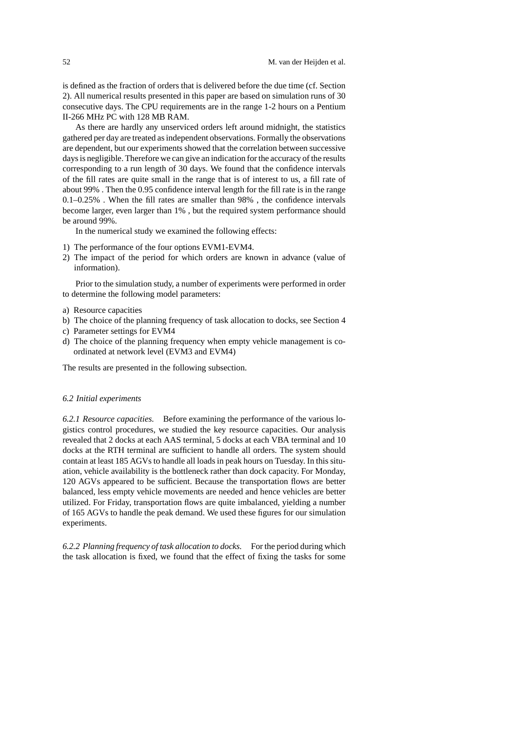is defined as the fraction of orders that is delivered before the due time (cf. Section 2). All numerical results presented in this paper are based on simulation runs of 30 consecutive days. The CPU requirements are in the range 1-2 hours on a Pentium II-266 MHz PC with 128 MB RAM.

As there are hardly any unserviced orders left around midnight, the statistics gathered per day are treated as independent observations. Formally the observations are dependent, but our experiments showed that the correlation between successive days is negligible. Therefore we can give an indication for the accuracy of the results corresponding to a run length of 30 days. We found that the confidence intervals of the fill rates are quite small in the range that is of interest to us, a fill rate of about 99% . Then the 0.95 confidence interval length for the fill rate is in the range 0.1–0.25% . When the fill rates are smaller than 98% , the confidence intervals become larger, even larger than 1% , but the required system performance should be around 99%.

In the numerical study we examined the following effects:

1) The performance of the four options EVM1-EVM4.
2) The impact of the period for which orders are known in advance (value of information).

Prior to the simulation study, a number of experiments were performed in order to determine the following model parameters:

a) Resource capacities
b) The choice of the planning frequency of task allocation to docks, see Section 4
c) Parameter settings for EVM4
d) The choice of the planning frequency when empty vehicle management is coordinated at network level (EVM3 and EVM4)

The results are presented in the following subsection.

### *6.2 Initial experiments*

*6.2.1 Resource capacities.* Before examining the performance of the various logistics control procedures, we studied the key resource capacities. Our analysis revealed that 2 docks at each AAS terminal, 5 docks at each VBA terminal and 10 docks at the RTH terminal are sufficient to handle all orders. The system should contain at least 185 AGVs to handle all loads in peak hours on Tuesday. In this situation, vehicle availability is the bottleneck rather than dock capacity. For Monday, 120 AGVs appeared to be sufficient. Because the transportation flows are better balanced, less empty vehicle movements are needed and hence vehicles are better utilized. For Friday, transportation flows are quite imbalanced, yielding a number of 165 AGVs to handle the peak demand. We used these figures for our simulation experiments.

*6.2.2 Planning frequency of task allocation to docks.* For the period during which the task allocation is fixed, we found that the effect of fixing the tasks for some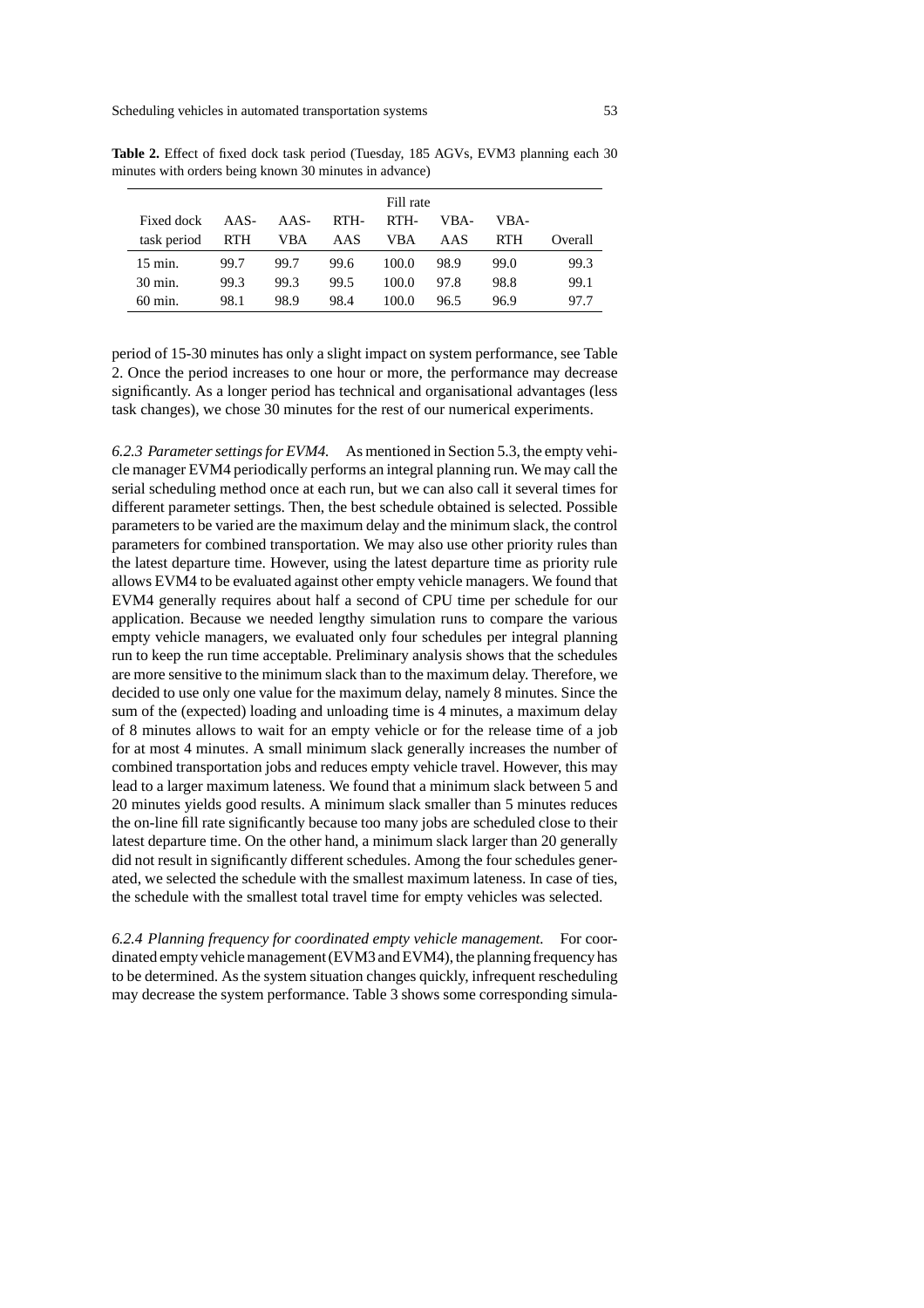**Table 2.** Effect of fixed dock task period (Tuesday, 185 AGVs, EVM3 planning each 30 minutes with orders being known 30 minutes in advance)

| | Fill rate | | | | | | |
|---|---|---|---|---|---|---|---|
| Fixed dock task period | AAS-RTH | AAS-VBA | RTH-AAS | RTH-VBA | VBA-AAS | VBA-RTH | Overall |
| 15 min. | 99.7 | 99.7 | 99.6 | 100.0 | 98.9 | 99.0 | 99.3 |
| 30 min. | 99.3 | 99.3 | 99.5 | 100.0 | 97.8 | 98.8 | 99.1 |
| 60 min. | 98.1 | 98.9 | 98.4 | 100.0 | 96.5 | 96.9 | 97.7 |

period of 15-30 minutes has only a slight impact on system performance, see Table 2. Once the period increases to one hour or more, the performance may decrease significantly. As a longer period has technical and organisational advantages (less task changes), we chose 30 minutes for the rest of our numerical experiments.

*6.2.3 Parameter settings for EVM4.* As mentioned in Section 5.3, the empty vehicle manager EVM4 periodically performs an integral planning run. We may call the serial scheduling method once at each run, but we can also call it several times for different parameter settings. Then, the best schedule obtained is selected. Possible parameters to be varied are the maximum delay and the minimum slack, the control parameters for combined transportation. We may also use other priority rules than the latest departure time. However, using the latest departure time as priority rule allows EVM4 to be evaluated against other empty vehicle managers. We found that EVM4 generally requires about half a second of CPU time per schedule for our application. Because we needed lengthy simulation runs to compare the various empty vehicle managers, we evaluated only four schedules per integral planning run to keep the run time acceptable. Preliminary analysis shows that the schedules are more sensitive to the minimum slack than to the maximum delay. Therefore, we decided to use only one value for the maximum delay, namely 8 minutes. Since the sum of the (expected) loading and unloading time is 4 minutes, a maximum delay of 8 minutes allows to wait for an empty vehicle or for the release time of a job for at most 4 minutes. A small minimum slack generally increases the number of combined transportation jobs and reduces empty vehicle travel. However, this may lead to a larger maximum lateness. We found that a minimum slack between 5 and 20 minutes yields good results. A minimum slack smaller than 5 minutes reduces the on-line fill rate significantly because too many jobs are scheduled close to their latest departure time. On the other hand, a minimum slack larger than 20 generally did not result in significantly different schedules. Among the four schedules generated, we selected the schedule with the smallest maximum lateness. In case of ties, the schedule with the smallest total travel time for empty vehicles was selected.

*6.2.4 Planning frequency for coordinated empty vehicle management.* For coordinated empty vehicle management (EVM3 and EVM4), the planning frequency has to be determined. As the system situation changes quickly, infrequent rescheduling may decrease the system performance. Table 3 shows some corresponding simula-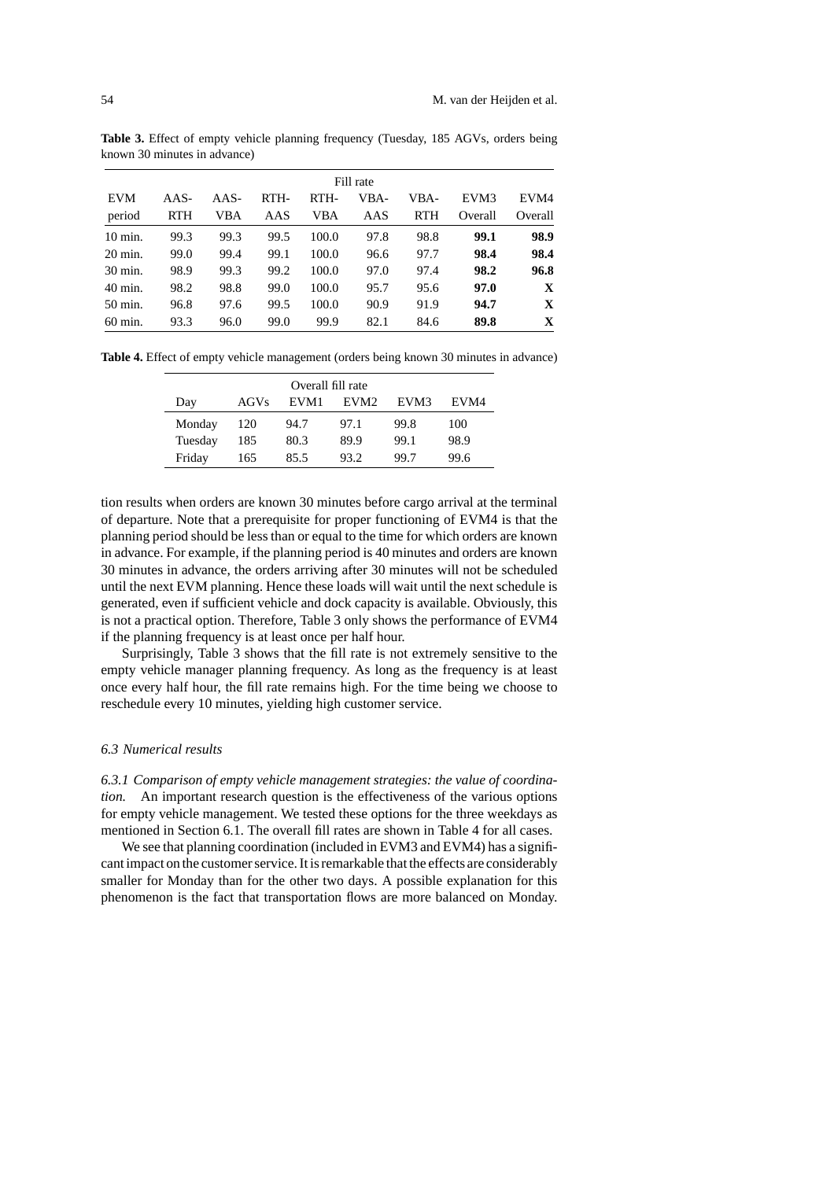**Table 3.** Effect of empty vehicle planning frequency (Tuesday, 185 AGVs, orders being known 30 minutes in advance)

| | Fill rate | | | | | | | |
|---|---|---|---|---|---|---|---|---|
| EVM period | AAS-RTH | AAS-VBA | RTH-AAS | RTH-VBA | VBA-AAS | VBA-RTH | EVM3 Overall | EVM4 Overall |
| 10 min. | 99.3 | 99.3 | 99.5 | 100.0 | 97.8 | 98.8 | **99.1** | **98.9** |
| 20 min. | 99.0 | 99.4 | 99.1 | 100.0 | 96.6 | 97.7 | **98.4** | **98.4** |
| 30 min. | 98.9 | 99.3 | 99.2 | 100.0 | 97.0 | 97.4 | **98.2** | **96.8** |
| 40 min. | 98.2 | 98.8 | 99.0 | 100.0 | 95.7 | 95.6 | **97.0** | **X** |
| 50 min. | 96.8 | 97.6 | 99.5 | 100.0 | 90.9 | 91.9 | **94.7** | **X** |
| 60 min. | 93.3 | 96.0 | 99.0 | 99.9 | 82.1 | 84.6 | **89.8** | **X** |

**Table 4.** Effect of empty vehicle management (orders being known 30 minutes in advance)

| | | Overall fill rate | | | |
|---|---|---|---|---|---|
| Day | AGVs | EVM1 | EVM2 | EVM3 | EVM4 |
| Monday | 120 | 94.7 | 97.1 | 99.8 | 100 |
| Tuesday | 185 | 80.3 | 89.9 | 99.1 | 98.9 |
| Friday | 165 | 85.5 | 93.2 | 99.7 | 99.6 |

tion results when orders are known 30 minutes before cargo arrival at the terminal of departure. Note that a prerequisite for proper functioning of EVM4 is that the planning period should be less than or equal to the time for which orders are known in advance. For example, if the planning period is 40 minutes and orders are known 30 minutes in advance, the orders arriving after 30 minutes will not be scheduled until the next EVM planning. Hence these loads will wait until the next schedule is generated, even if sufficient vehicle and dock capacity is available. Obviously, this is not a practical option. Therefore, Table 3 only shows the performance of EVM4 if the planning frequency is at least once per half hour.

Surprisingly, Table 3 shows that the fill rate is not extremely sensitive to the empty vehicle manager planning frequency. As long as the frequency is at least once every half hour, the fill rate remains high. For the time being we choose to reschedule every 10 minutes, yielding high customer service.

### *6.3 Numerical results*

*6.3.1 Comparison of empty vehicle management strategies: the value of coordination.* An important research question is the effectiveness of the various options for empty vehicle management. We tested these options for the three weekdays as mentioned in Section 6.1. The overall fill rates are shown in Table 4 for all cases.

We see that planning coordination (included in EVM3 and EVM4) has a significant impact on the customer service. It is remarkable that the effects are considerably smaller for Monday than for the other two days. A possible explanation for this phenomenon is the fact that transportation flows are more balanced on Monday.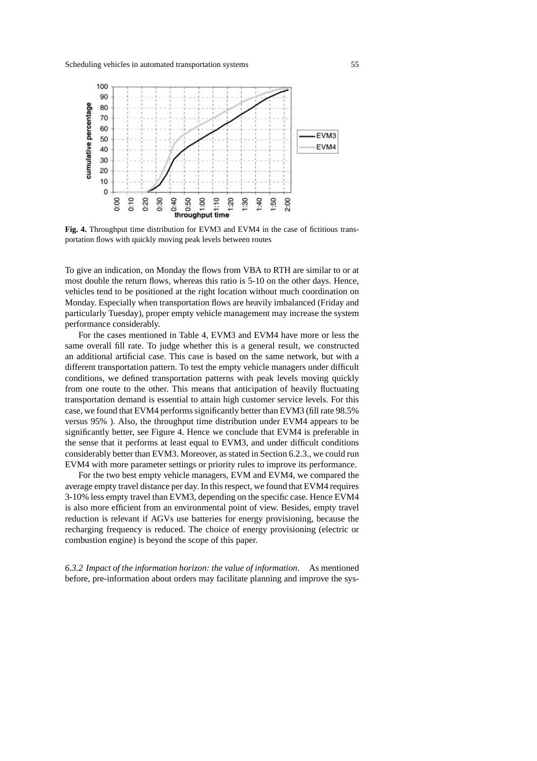**Fig. 4.** Throughput time distribution for EVM3 and EVM4 in the case of fictitious transportation flows with quickly moving peak levels between routes

To give an indication, on Monday the flows from VBA to RTH are similar to or at most double the return flows, whereas this ratio is 5-10 on the other days. Hence, vehicles tend to be positioned at the right location without much coordination on Monday. Especially when transportation flows are heavily imbalanced (Friday and particularly Tuesday), proper empty vehicle management may increase the system performance considerably.

For the cases mentioned in Table 4, EVM3 and EVM4 have more or less the same overall fill rate. To judge whether this is a general result, we constructed an additional artificial case. This case is based on the same network, but with a different transportation pattern. To test the empty vehicle managers under difficult conditions, we defined transportation patterns with peak levels moving quickly from one route to the other. This means that anticipation of heavily fluctuating transportation demand is essential to attain high customer service levels. For this case, we found that EVM4 performs significantly better than EVM3 (fill rate 98.5% versus 95% ). Also, the throughput time distribution under EVM4 appears to be significantly better, see Figure 4. Hence we conclude that EVM4 is preferable in the sense that it performs at least equal to EVM3, and under difficult conditions considerably better than EVM3. Moreover, as stated in Section 6.2.3., we could run EVM4 with more parameter settings or priority rules to improve its performance.

For the two best empty vehicle managers, EVM and EVM4, we compared the average empty travel distance per day. In this respect, we found that EVM4 requires 3-10% less empty travel than EVM3, depending on the specific case. Hence EVM4 is also more efficient from an environmental point of view. Besides, empty travel reduction is relevant if AGVs use batteries for energy provisioning, because the recharging frequency is reduced. The choice of energy provisioning (electric or combustion engine) is beyond the scope of this paper.

*6.3.2 Impact of the information horizon: the value of information.* As mentioned before, pre-information about orders may facilitate planning and improve the sys-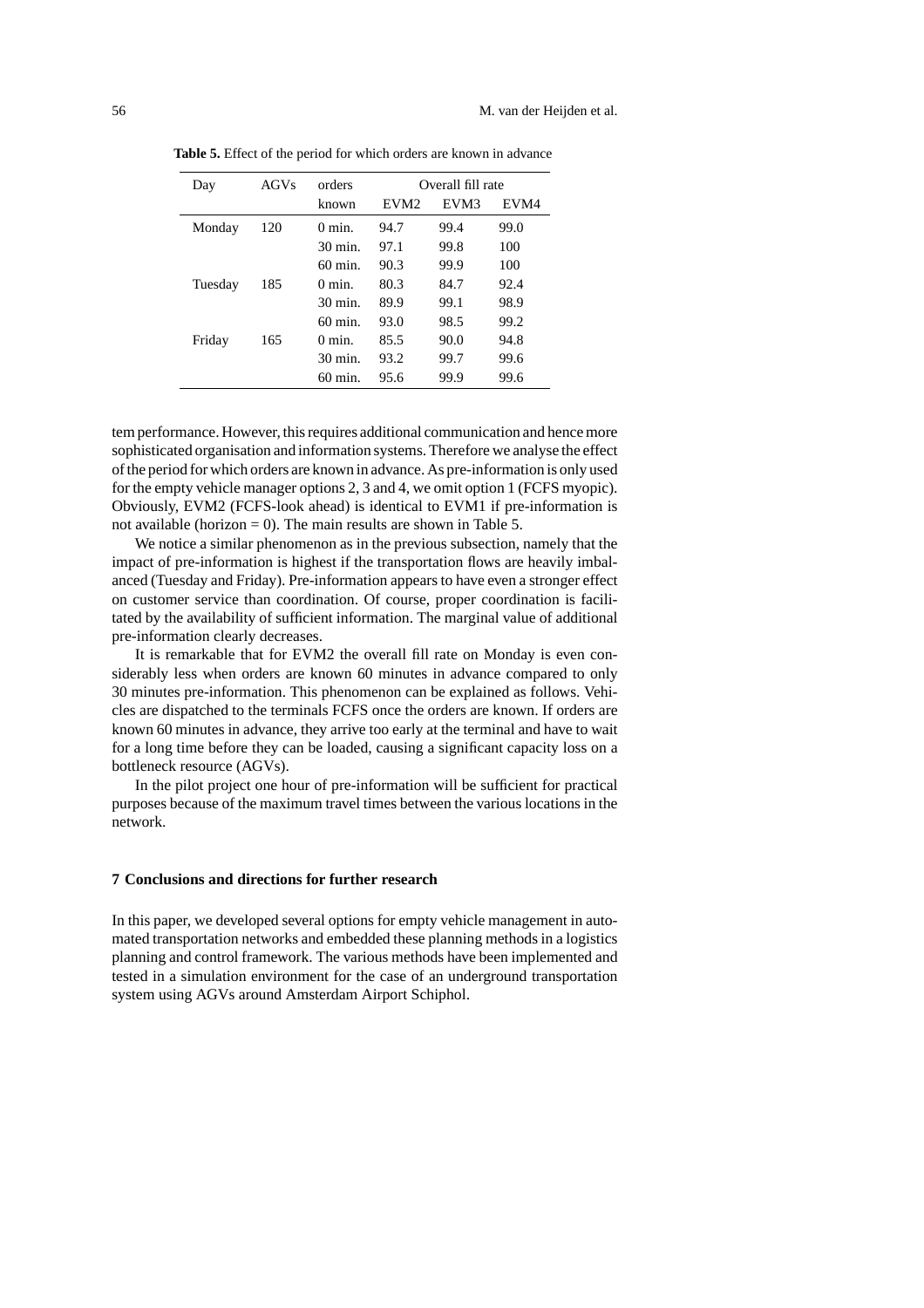**Table 5.** Effect of the period for which orders are known in advance

| Day | AGVs | orders known | Overall fill rate | | |
|---|---|---|---|---|---|
| | | | EVM2 | EVM3 | EVM4 |
| Monday | 120 | 0 min. | 94.7 | 99.4 | 99.0 |
| | | 30 min. | 97.1 | 99.8 | 100 |
| | | 60 min. | 90.3 | 99.9 | 100 |
| Tuesday | 185 | 0 min. | 80.3 | 84.7 | 92.4 |
| | | 30 min. | 89.9 | 99.1 | 98.9 |
| | | 60 min. | 93.0 | 98.5 | 99.2 |
| Friday | 165 | 0 min. | 85.5 | 90.0 | 94.8 |
| | | 30 min. | 93.2 | 99.7 | 99.6 |
| | | 60 min. | 95.6 | 99.9 | 99.6 |

tem performance. However, this requires additional communication and hence more sophisticated organisation and information systems. Therefore we analyse the effect of the period for which orders are known in advance. As pre-information is only used for the empty vehicle manager options 2, 3 and 4, we omit option 1 (FCFS myopic). Obviously, EVM2 (FCFS-look ahead) is identical to EVM1 if pre-information is not available (horizon = 0). The main results are shown in Table 5.

We notice a similar phenomenon as in the previous subsection, namely that the impact of pre-information is highest if the transportation flows are heavily imbalanced (Tuesday and Friday). Pre-information appears to have even a stronger effect on customer service than coordination. Of course, proper coordination is facilitated by the availability of sufficient information. The marginal value of additional pre-information clearly decreases.

It is remarkable that for EVM2 the overall fill rate on Monday is even considerably less when orders are known 60 minutes in advance compared to only 30 minutes pre-information. This phenomenon can be explained as follows. Vehicles are dispatched to the terminals FCFS once the orders are known. If orders are known 60 minutes in advance, they arrive too early at the terminal and have to wait for a long time before they can be loaded, causing a significant capacity loss on a bottleneck resource (AGVs).

In the pilot project one hour of pre-information will be sufficient for practical purposes because of the maximum travel times between the various locations in the network.

## 7 Conclusions and directions for further research

In this paper, we developed several options for empty vehicle management in automated transportation networks and embedded these planning methods in a logistics planning and control framework. The various methods have been implemented and tested in a simulation environment for the case of an underground transportation system using AGVs around Amsterdam Airport Schiphol.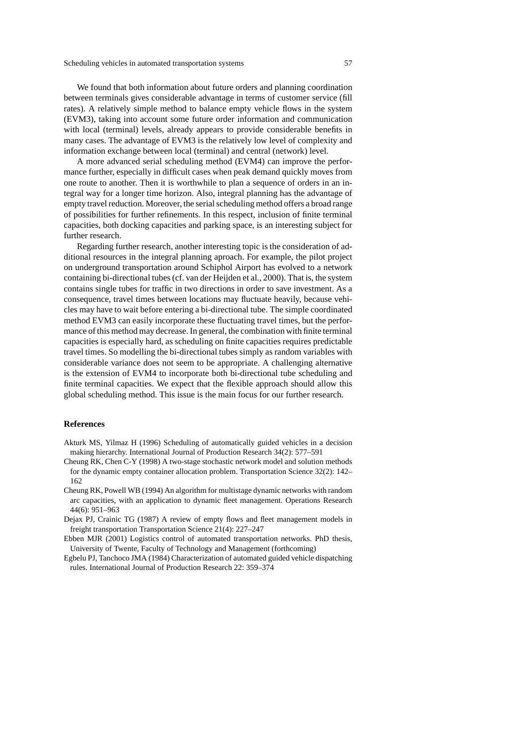We found that both information about future orders and planning coordination between terminals gives considerable advantage in terms of customer service (fill rates). A relatively simple method to balance empty vehicle flows in the system (EVM3), taking into account some future order information and communication with local (terminal) levels, already appears to provide considerable benefits in many cases. The advantage of EVM3 is the relatively low level of complexity and information exchange between local (terminal) and central (network) level.

A more advanced serial scheduling method (EVM4) can improve the performance further, especially in difficult cases when peak demand quickly moves from one route to another. Then it is worthwhile to plan a sequence of orders in an integral way for a longer time horizon. Also, integral planning has the advantage of empty travel reduction. Moreover, the serial scheduling method offers a broad range of possibilities for further refinements. In this respect, inclusion of finite terminal capacities, both docking capacities and parking space, is an interesting subject for further research.

Regarding further research, another interesting topic is the consideration of additional resources in the integral planning aproach. For example, the pilot project on underground transportation around Schiphol Airport has evolved to a network containing bi-directional tubes (cf. van der Heijden et al., 2000). That is, the system contains single tubes for traffic in two directions in order to save investment. As a consequence, travel times between locations may fluctuate heavily, because vehicles may have to wait before entering a bi-directional tube. The simple coordinated method EVM3 can easily incorporate these fluctuating travel times, but the performance of this method may decrease. In general, the combination with finite terminal capacities is especially hard, as scheduling on finite capacities requires predictable travel times. So modelling the bi-directional tubes simply as random variables with considerable variance does not seem to be appropriate. A challenging alternative is the extension of EVM4 to incorporate both bi-directional tube scheduling and finite terminal capacities. We expect that the flexible approach should allow this global scheduling method. This issue is the main focus for our further research.

## References

Akturk MS, Yilmaz H (1996) Scheduling of automatically guided vehicles in a decision making hierarchy. International Journal of Production Research 34(2): 577–591

Cheung RK, Chen C-Y (1998) A two-stage stochastic network model and solution methods for the dynamic empty container allocation problem. Transportation Science 32(2): 142–162

Cheung RK, Powell WB (1994) An algorithm for multistage dynamic networks with random arc capacities, with an application to dynamic fleet management. Operations Research 44(6): 951–963

Dejax PJ, Crainic TG (1987) A review of empty flows and fleet management models in freight transportation Transportation Science 21(4): 227–247

Ebben MJR (2001) Logistics control of automated transportation networks. PhD thesis, University of Twente, Faculty of Technology and Management (forthcoming)

Egbelu PJ, Tanchoco JMA (1984) Characterization of automated guided vehicle dispatching rules. International Journal of Production Research 22: 359–374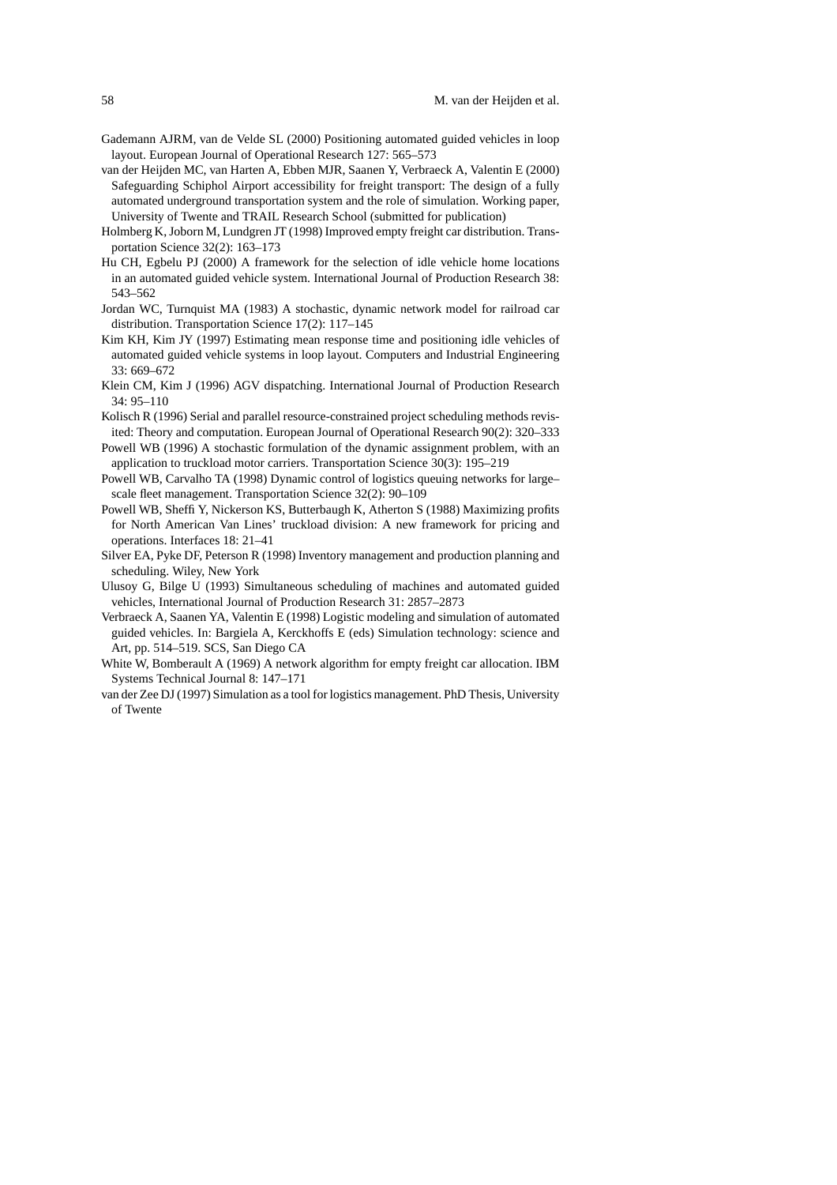Gademann AJRM, van de Velde SL (2000) Positioning automated guided vehicles in loop layout. European Journal of Operational Research 127: 565–573

van der Heijden MC, van Harten A, Ebben MJR, Saanen Y, Verbraeck A, Valentin E (2000) Safeguarding Schiphol Airport accessibility for freight transport: The design of a fully automated underground transportation system and the role of simulation. Working paper, University of Twente and TRAIL Research School (submitted for publication)

Holmberg K, Joborn M, Lundgren JT (1998) Improved empty freight car distribution. Transportation Science 32(2): 163–173

Hu CH, Egbelu PJ (2000) A framework for the selection of idle vehicle home locations in an automated guided vehicle system. International Journal of Production Research 38: 543–562

Jordan WC, Turnquist MA (1983) A stochastic, dynamic network model for railroad car distribution. Transportation Science 17(2): 117–145

Kim KH, Kim JY (1997) Estimating mean response time and positioning idle vehicles of automated guided vehicle systems in loop layout. Computers and Industrial Engineering 33: 669–672

Klein CM, Kim J (1996) AGV dispatching. International Journal of Production Research 34: 95–110

Kolisch R (1996) Serial and parallel resource-constrained project scheduling methods revisited: Theory and computation. European Journal of Operational Research 90(2): 320–333

Powell WB (1996) A stochastic formulation of the dynamic assignment problem, with an application to truckload motor carriers. Transportation Science 30(3): 195–219

Powell WB, Carvalho TA (1998) Dynamic control of logistics queuing networks for large–scale fleet management. Transportation Science 32(2): 90–109

Powell WB, Sheffi Y, Nickerson KS, Butterbaugh K, Atherton S (1988) Maximizing profits for North American Van Lines' truckload division: A new framework for pricing and operations. Interfaces 18: 21–41

Silver EA, Pyke DF, Peterson R (1998) Inventory management and production planning and scheduling. Wiley, New York

Ulusoy G, Bilge U (1993) Simultaneous scheduling of machines and automated guided vehicles, International Journal of Production Research 31: 2857–2873

Verbraeck A, Saanen YA, Valentin E (1998) Logistic modeling and simulation of automated guided vehicles. In: Bargiela A, Kerckhoffs E (eds) Simulation technology: science and Art, pp. 514–519. SCS, San Diego CA

White W, Bomberault A (1969) A network algorithm for empty freight car allocation. IBM Systems Technical Journal 8: 147–171

van der Zee DJ (1997) Simulation as a tool for logistics management. PhD Thesis, University of Twente